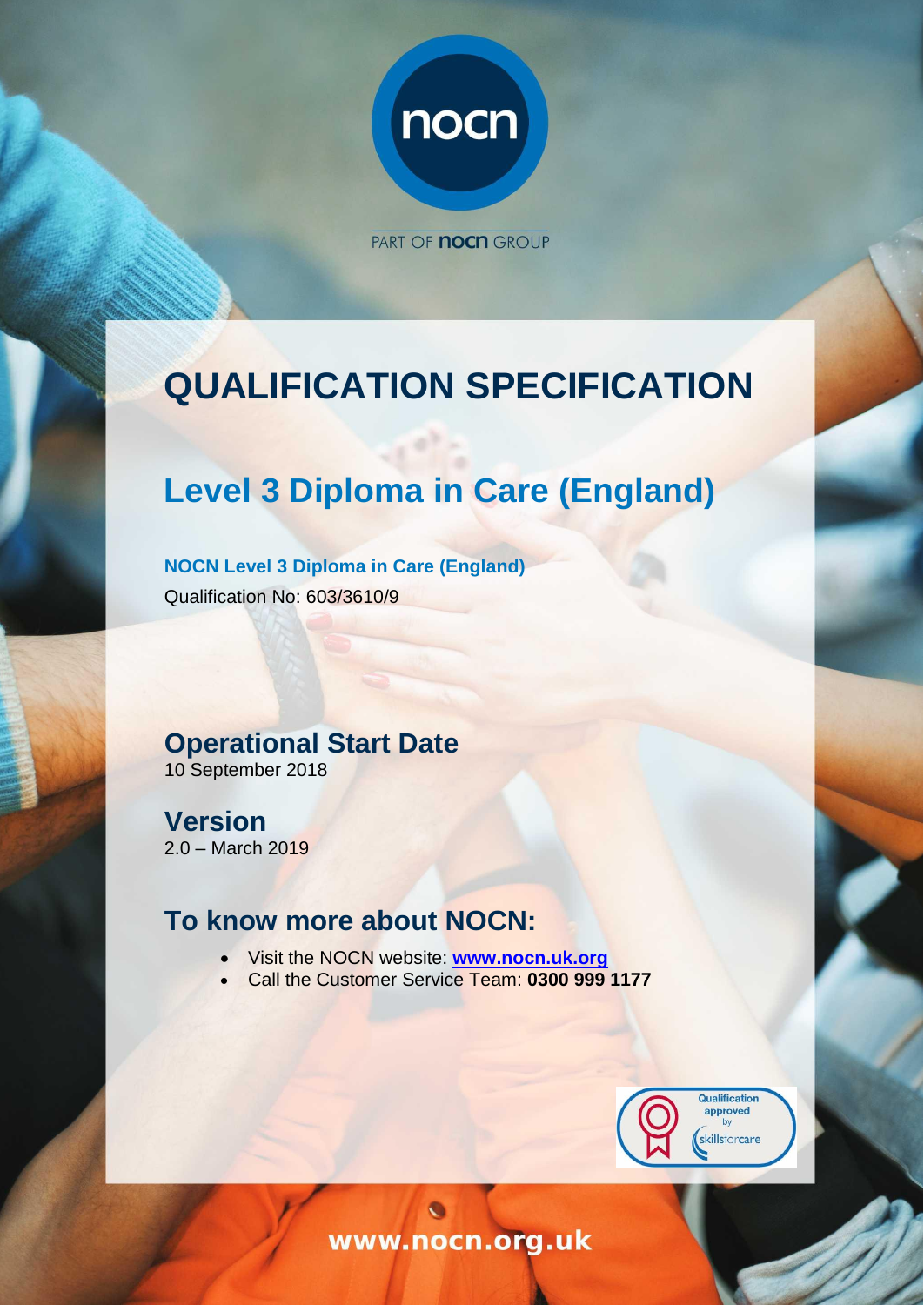PART OF nocn GROUP

# QUALIFICATION SPECIFICATION

## Level 3 Diploma in Care (England)

**NOCN Level 3 Diploma in Care (England)**

Qualification No: 603/3610/9

## Operational Start Date

10 September 2018

## Version

2.0 – March 2019

## To know more about NOCN:

- Visit the NOCN website: **www.nocn.uk.org**
- Call the Customer Service Team: **0300 999 1177**

Qualification approved by skillsforcare

www.nocn.org.uk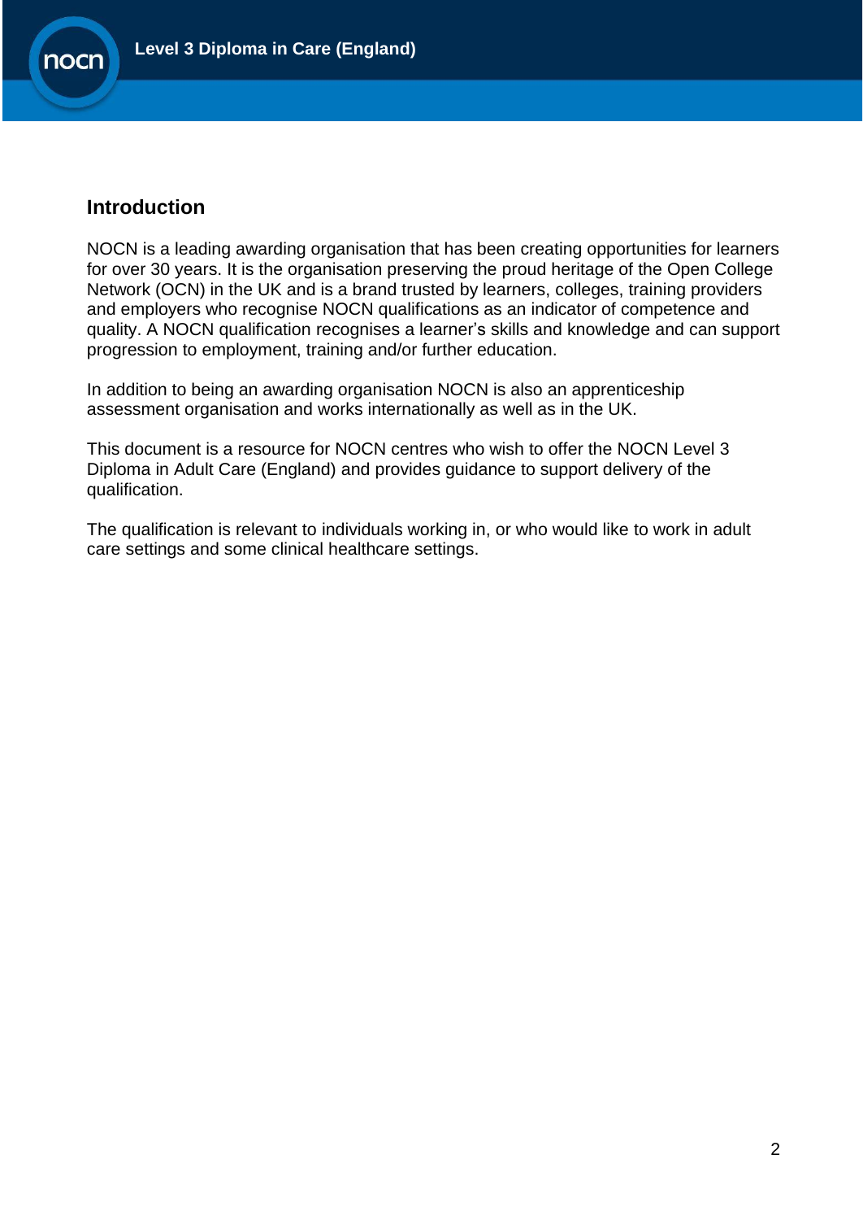## Introduction

NOCN is a leading awarding organisation that has been creating opportunities for learners for over 30 years. It is the organisation preserving the proud heritage of the Open College Network (OCN) in the UK and is a brand trusted by learners, colleges, training providers and employers who recognise NOCN qualifications as an indicator of competence and quality. A NOCN qualification recognises a learner's skills and knowledge and can support progression to employment, training and/or further education.

In addition to being an awarding organisation NOCN is also an apprenticeship assessment organisation and works internationally as well as in the UK.

This document is a resource for NOCN centres who wish to offer the NOCN Level 3 Diploma in Adult Care (England) and provides guidance to support delivery of the qualification.

The qualification is relevant to individuals working in, or who would like to work in adult care settings and some clinical healthcare settings.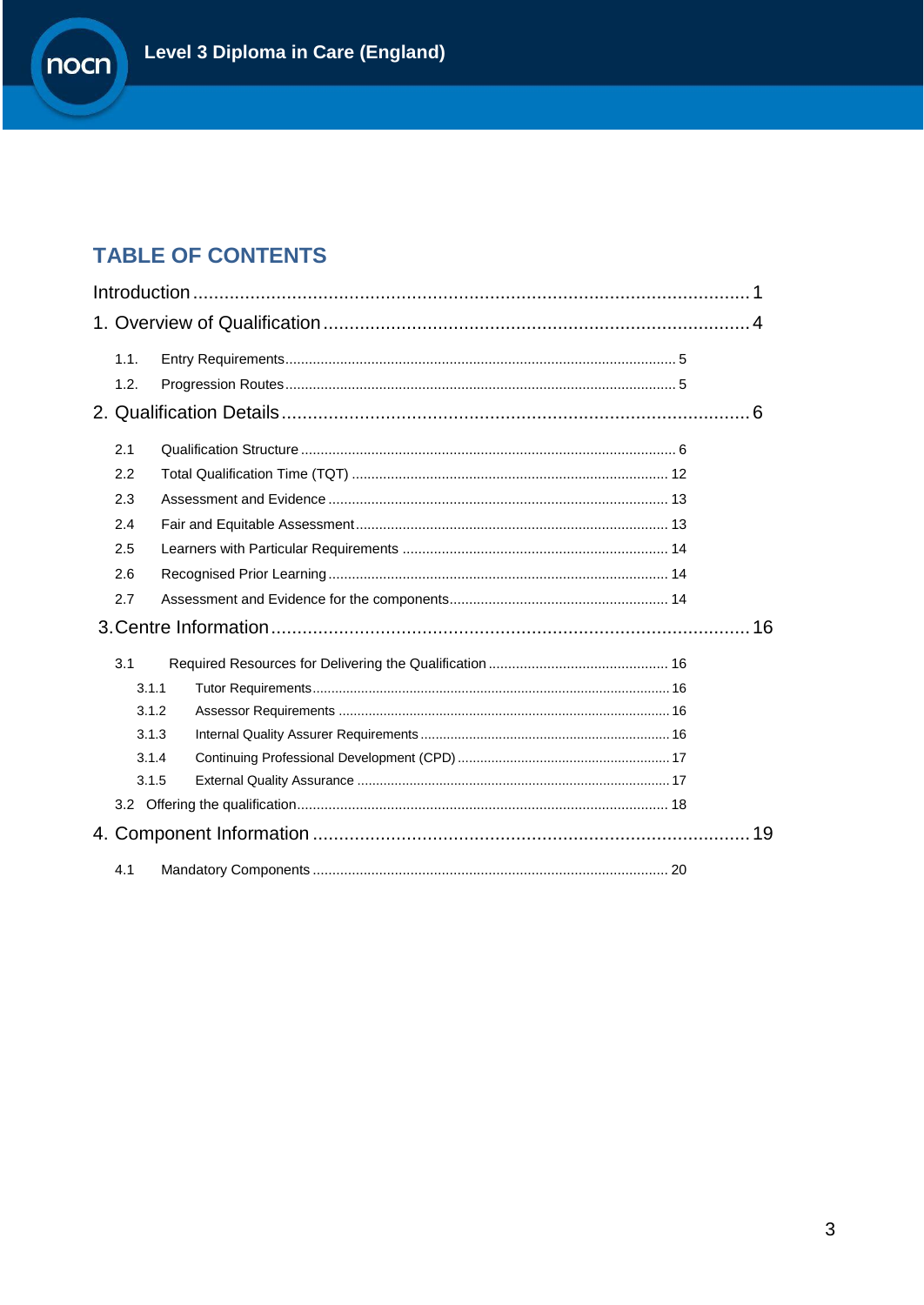## TABLE OF CONTENTS

Introduction .......... 1

1. Overview of Qualification .......... 4
   - 1.1. Entry Requirements .......... 5
   - 1.2. Progression Routes .......... 5
2. Qualification Details .......... 6
   - 2.1 Qualification Structure .......... 6
   - 2.2 Total Qualification Time (TQT) .......... 12
   - 2.3 Assessment and Evidence .......... 13
   - 2.4 Fair and Equitable Assessment .......... 13
   - 2.5 Learners with Particular Requirements .......... 14
   - 2.6 Recognised Prior Learning .......... 14
   - 2.7 Assessment and Evidence for the components .......... 14
3. Centre Information .......... 16
   - 3.1 Required Resources for Delivering the Qualification .......... 16
     - 3.1.1 Tutor Requirements .......... 16
     - 3.1.2 Assessor Requirements .......... 16
     - 3.1.3 Internal Quality Assurer Requirements .......... 16
     - 3.1.4 Continuing Professional Development (CPD) .......... 17
     - 3.1.5 External Quality Assurance .......... 17
   - 3.2 Offering the qualification .......... 18
4. Component Information .......... 19
   - 4.1 Mandatory Components .......... 20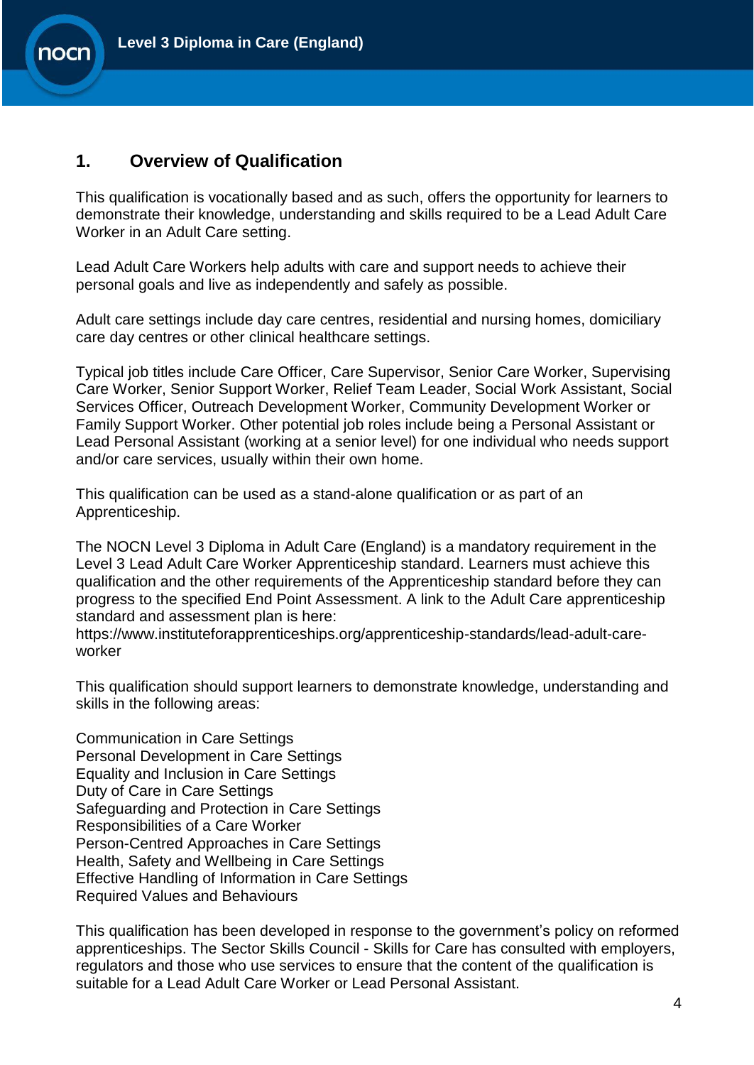## 1. Overview of Qualification

This qualification is vocationally based and as such, offers the opportunity for learners to demonstrate their knowledge, understanding and skills required to be a Lead Adult Care Worker in an Adult Care setting.

Lead Adult Care Workers help adults with care and support needs to achieve their personal goals and live as independently and safely as possible.

Adult care settings include day care centres, residential and nursing homes, domiciliary care day centres or other clinical healthcare settings.

Typical job titles include Care Officer, Care Supervisor, Senior Care Worker, Supervising Care Worker, Senior Support Worker, Relief Team Leader, Social Work Assistant, Social Services Officer, Outreach Development Worker, Community Development Worker or Family Support Worker. Other potential job roles include being a Personal Assistant or Lead Personal Assistant (working at a senior level) for one individual who needs support and/or care services, usually within their own home.

This qualification can be used as a stand-alone qualification or as part of an Apprenticeship.

The NOCN Level 3 Diploma in Adult Care (England) is a mandatory requirement in the Level 3 Lead Adult Care Worker Apprenticeship standard. Learners must achieve this qualification and the other requirements of the Apprenticeship standard before they can progress to the specified End Point Assessment. A link to the Adult Care apprenticeship standard and assessment plan is here:
https://www.instituteforapprenticeships.org/apprenticeship-standards/lead-adult-care-worker

This qualification should support learners to demonstrate knowledge, understanding and skills in the following areas:

Communication in Care Settings
Personal Development in Care Settings
Equality and Inclusion in Care Settings
Duty of Care in Care Settings
Safeguarding and Protection in Care Settings
Responsibilities of a Care Worker
Person-Centred Approaches in Care Settings
Health, Safety and Wellbeing in Care Settings
Effective Handling of Information in Care Settings
Required Values and Behaviours

This qualification has been developed in response to the government's policy on reformed apprenticeships. The Sector Skills Council - Skills for Care has consulted with employers, regulators and those who use services to ensure that the content of the qualification is suitable for a Lead Adult Care Worker or Lead Personal Assistant.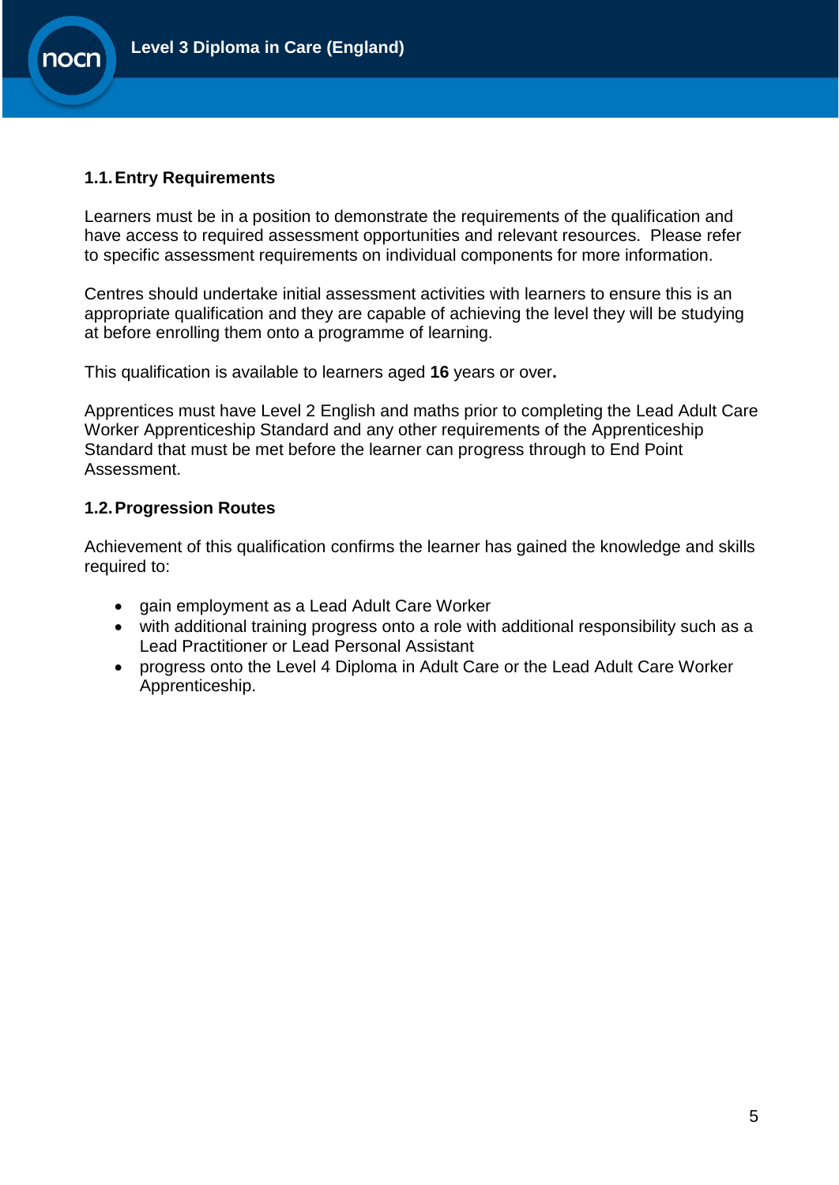### 1.1. Entry Requirements

Learners must be in a position to demonstrate the requirements of the qualification and have access to required assessment opportunities and relevant resources. Please refer to specific assessment requirements on individual components for more information.

Centres should undertake initial assessment activities with learners to ensure this is an appropriate qualification and they are capable of achieving the level they will be studying at before enrolling them onto a programme of learning.

This qualification is available to learners aged **16** years or over**.**

Apprentices must have Level 2 English and maths prior to completing the Lead Adult Care Worker Apprenticeship Standard and any other requirements of the Apprenticeship Standard that must be met before the learner can progress through to End Point Assessment.

### 1.2. Progression Routes

Achievement of this qualification confirms the learner has gained the knowledge and skills required to:

- gain employment as a Lead Adult Care Worker
- with additional training progress onto a role with additional responsibility such as a Lead Practitioner or Lead Personal Assistant
- progress onto the Level 4 Diploma in Adult Care or the Lead Adult Care Worker Apprenticeship.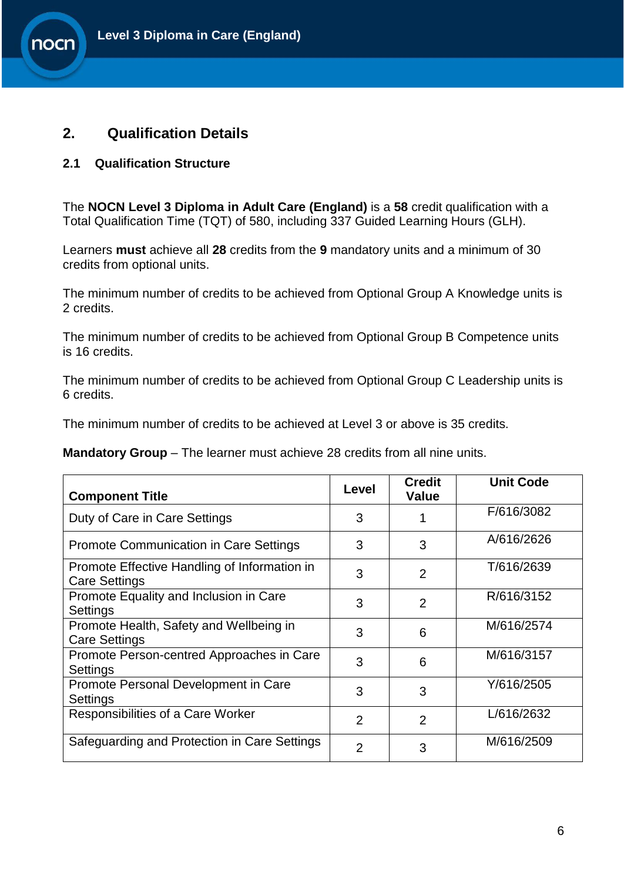## 2. Qualification Details

### 2.1 Qualification Structure

The **NOCN Level 3 Diploma in Adult Care (England)** is a **58** credit qualification with a Total Qualification Time (TQT) of 580, including 337 Guided Learning Hours (GLH).

Learners **must** achieve all **28** credits from the **9** mandatory units and a minimum of 30 credits from optional units.

The minimum number of credits to be achieved from Optional Group A Knowledge units is 2 credits.

The minimum number of credits to be achieved from Optional Group B Competence units is 16 credits.

The minimum number of credits to be achieved from Optional Group C Leadership units is 6 credits.

The minimum number of credits to be achieved at Level 3 or above is 35 credits.

**Mandatory Group** – The learner must achieve 28 credits from all nine units.

| Component Title | Level | Credit Value | Unit Code |
|---|---|---|---|
| Duty of Care in Care Settings | 3 | 1 | F/616/3082 |
| Promote Communication in Care Settings | 3 | 3 | A/616/2626 |
| Promote Effective Handling of Information in Care Settings | 3 | 2 | T/616/2639 |
| Promote Equality and Inclusion in Care Settings | 3 | 2 | R/616/3152 |
| Promote Health, Safety and Wellbeing in Care Settings | 3 | 6 | M/616/2574 |
| Promote Person-centred Approaches in Care Settings | 3 | 6 | M/616/3157 |
| Promote Personal Development in Care Settings | 3 | 3 | Y/616/2505 |
| Responsibilities of a Care Worker | 2 | 2 | L/616/2632 |
| Safeguarding and Protection in Care Settings | 2 | 3 | M/616/2509 |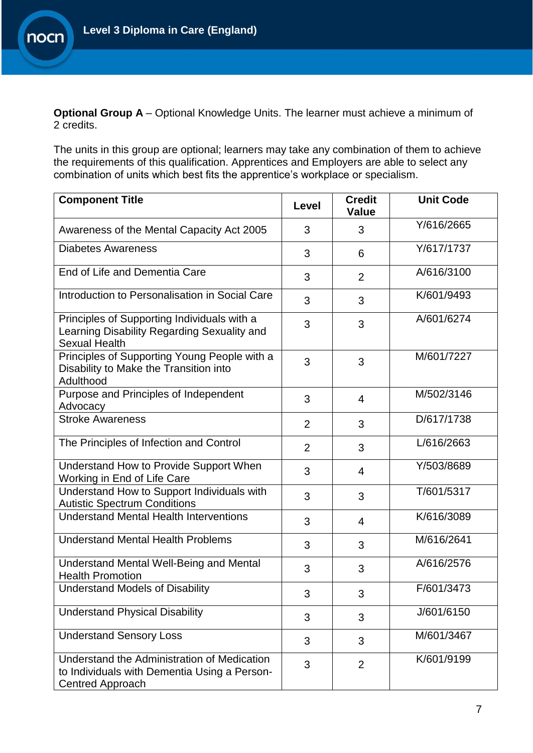**Optional Group A** – Optional Knowledge Units. The learner must achieve a minimum of 2 credits.

The units in this group are optional; learners may take any combination of them to achieve the requirements of this qualification. Apprentices and Employers are able to select any combination of units which best fits the apprentice's workplace or specialism.

| Component Title | Level | Credit Value | Unit Code |
|---|---|---|---|
| Awareness of the Mental Capacity Act 2005 | 3 | 3 | Y/616/2665 |
| Diabetes Awareness | 3 | 6 | Y/617/1737 |
| End of Life and Dementia Care | 3 | 2 | A/616/3100 |
| Introduction to Personalisation in Social Care | 3 | 3 | K/601/9493 |
| Principles of Supporting Individuals with a Learning Disability Regarding Sexuality and Sexual Health | 3 | 3 | A/601/6274 |
| Principles of Supporting Young People with a Disability to Make the Transition into Adulthood | 3 | 3 | M/601/7227 |
| Purpose and Principles of Independent Advocacy | 3 | 4 | M/502/3146 |
| Stroke Awareness | 2 | 3 | D/617/1738 |
| The Principles of Infection and Control | 2 | 3 | L/616/2663 |
| Understand How to Provide Support When Working in End of Life Care | 3 | 4 | Y/503/8689 |
| Understand How to Support Individuals with Autistic Spectrum Conditions | 3 | 3 | T/601/5317 |
| Understand Mental Health Interventions | 3 | 4 | K/616/3089 |
| Understand Mental Health Problems | 3 | 3 | M/616/2641 |
| Understand Mental Well-Being and Mental Health Promotion | 3 | 3 | A/616/2576 |
| Understand Models of Disability | 3 | 3 | F/601/3473 |
| Understand Physical Disability | 3 | 3 | J/601/6150 |
| Understand Sensory Loss | 3 | 3 | M/601/3467 |
| Understand the Administration of Medication to Individuals with Dementia Using a Person-Centred Approach | 3 | 2 | K/601/9199 |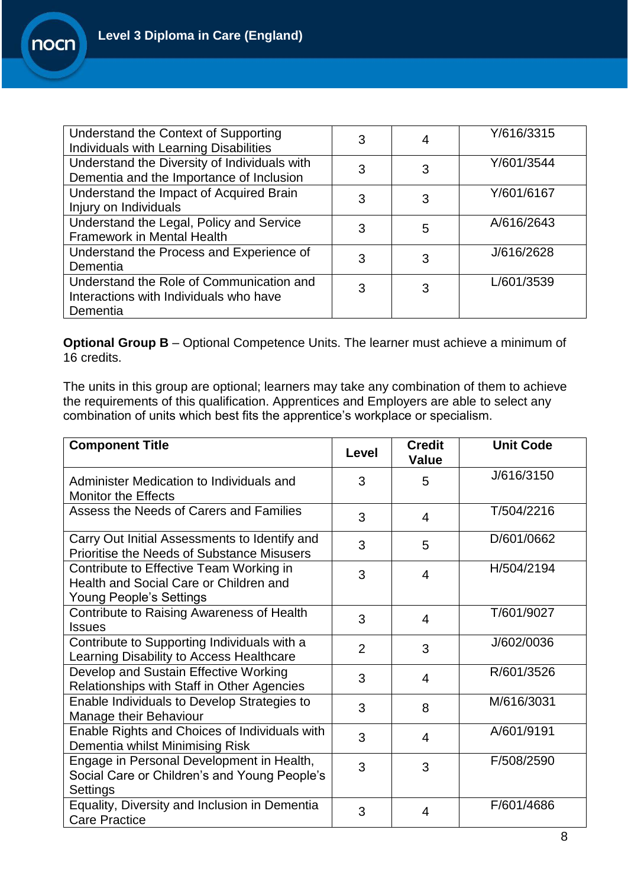| | | | |
|---|---|---|---|
| Understand the Context of Supporting Individuals with Learning Disabilities | 3 | 4 | Y/616/3315 |
| Understand the Diversity of Individuals with Dementia and the Importance of Inclusion | 3 | 3 | Y/601/3544 |
| Understand the Impact of Acquired Brain Injury on Individuals | 3 | 3 | Y/601/6167 |
| Understand the Legal, Policy and Service Framework in Mental Health | 3 | 5 | A/616/2643 |
| Understand the Process and Experience of Dementia | 3 | 3 | J/616/2628 |
| Understand the Role of Communication and Interactions with Individuals who have Dementia | 3 | 3 | L/601/3539 |

**Optional Group B** – Optional Competence Units. The learner must achieve a minimum of 16 credits.

The units in this group are optional; learners may take any combination of them to achieve the requirements of this qualification. Apprentices and Employers are able to select any combination of units which best fits the apprentice's workplace or specialism.

| Component Title | Level | Credit Value | Unit Code |
|---|---|---|---|
| Administer Medication to Individuals and Monitor the Effects | 3 | 5 | J/616/3150 |
| Assess the Needs of Carers and Families | 3 | 4 | T/504/2216 |
| Carry Out Initial Assessments to Identify and Prioritise the Needs of Substance Misusers | 3 | 5 | D/601/0662 |
| Contribute to Effective Team Working in Health and Social Care or Children and Young People's Settings | 3 | 4 | H/504/2194 |
| Contribute to Raising Awareness of Health Issues | 3 | 4 | T/601/9027 |
| Contribute to Supporting Individuals with a Learning Disability to Access Healthcare | 2 | 3 | J/602/0036 |
| Develop and Sustain Effective Working Relationships with Staff in Other Agencies | 3 | 4 | R/601/3526 |
| Enable Individuals to Develop Strategies to Manage their Behaviour | 3 | 8 | M/616/3031 |
| Enable Rights and Choices of Individuals with Dementia whilst Minimising Risk | 3 | 4 | A/601/9191 |
| Engage in Personal Development in Health, Social Care or Children's and Young People's Settings | 3 | 3 | F/508/2590 |
| Equality, Diversity and Inclusion in Dementia Care Practice | 3 | 4 | F/601/4686 |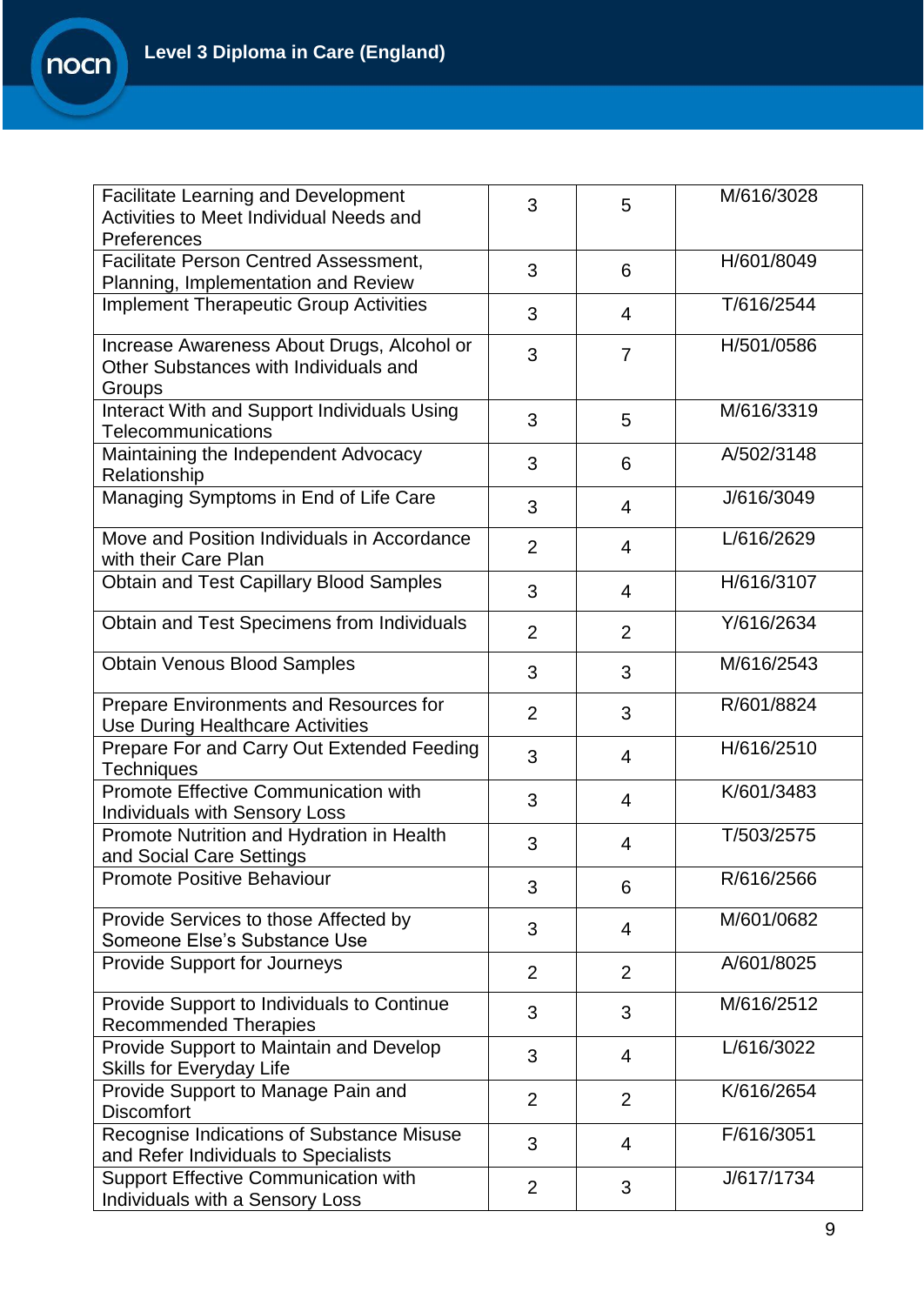| | | | |
|---|---|---|---|
| Facilitate Learning and Development Activities to Meet Individual Needs and Preferences | 3 | 5 | M/616/3028 |
| Facilitate Person Centred Assessment, Planning, Implementation and Review | 3 | 6 | H/601/8049 |
| Implement Therapeutic Group Activities | 3 | 4 | T/616/2544 |
| Increase Awareness About Drugs, Alcohol or Other Substances with Individuals and Groups | 3 | 7 | H/501/0586 |
| Interact With and Support Individuals Using Telecommunications | 3 | 5 | M/616/3319 |
| Maintaining the Independent Advocacy Relationship | 3 | 6 | A/502/3148 |
| Managing Symptoms in End of Life Care | 3 | 4 | J/616/3049 |
| Move and Position Individuals in Accordance with their Care Plan | 2 | 4 | L/616/2629 |
| Obtain and Test Capillary Blood Samples | 3 | 4 | H/616/3107 |
| Obtain and Test Specimens from Individuals | 2 | 2 | Y/616/2634 |
| Obtain Venous Blood Samples | 3 | 3 | M/616/2543 |
| Prepare Environments and Resources for Use During Healthcare Activities | 2 | 3 | R/601/8824 |
| Prepare For and Carry Out Extended Feeding Techniques | 3 | 4 | H/616/2510 |
| Promote Effective Communication with Individuals with Sensory Loss | 3 | 4 | K/601/3483 |
| Promote Nutrition and Hydration in Health and Social Care Settings | 3 | 4 | T/503/2575 |
| Promote Positive Behaviour | 3 | 6 | R/616/2566 |
| Provide Services to those Affected by Someone Else's Substance Use | 3 | 4 | M/601/0682 |
| Provide Support for Journeys | 2 | 2 | A/601/8025 |
| Provide Support to Individuals to Continue Recommended Therapies | 3 | 3 | M/616/2512 |
| Provide Support to Maintain and Develop Skills for Everyday Life | 3 | 4 | L/616/3022 |
| Provide Support to Manage Pain and Discomfort | 2 | 2 | K/616/2654 |
| Recognise Indications of Substance Misuse and Refer Individuals to Specialists | 3 | 4 | F/616/3051 |
| Support Effective Communication with Individuals with a Sensory Loss | 2 | 3 | J/617/1734 |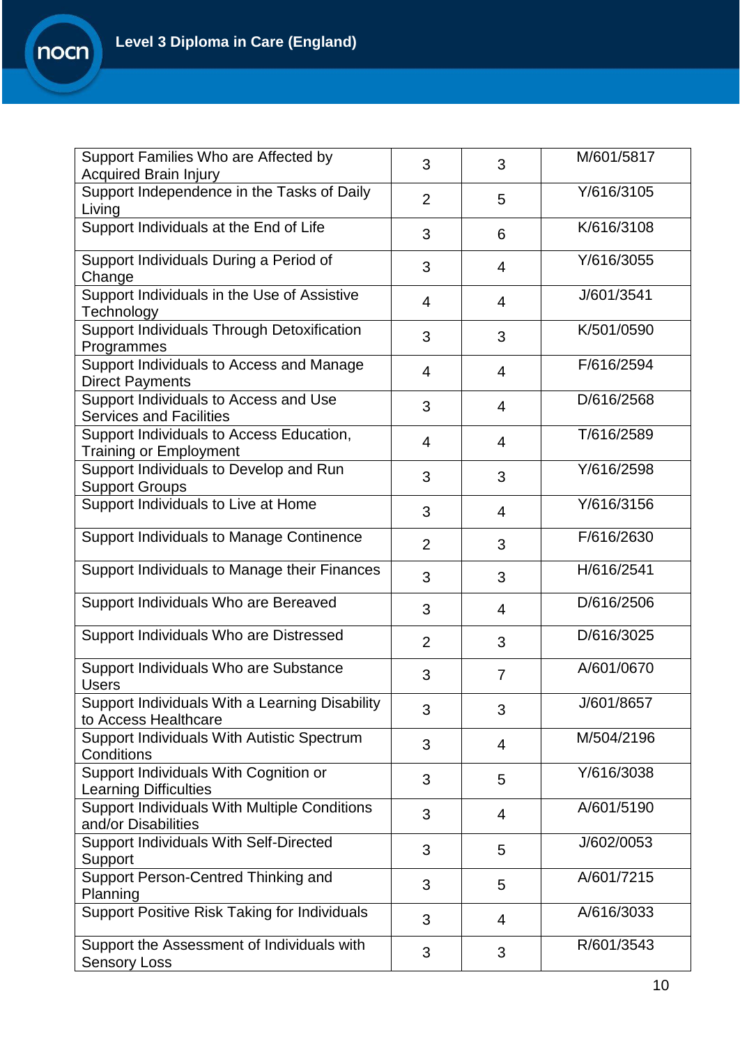| | | | |
|---|---|---|---|
| Support Families Who are Affected by Acquired Brain Injury | 3 | 3 | M/601/5817 |
| Support Independence in the Tasks of Daily Living | 2 | 5 | Y/616/3105 |
| Support Individuals at the End of Life | 3 | 6 | K/616/3108 |
| Support Individuals During a Period of Change | 3 | 4 | Y/616/3055 |
| Support Individuals in the Use of Assistive Technology | 4 | 4 | J/601/3541 |
| Support Individuals Through Detoxification Programmes | 3 | 3 | K/501/0590 |
| Support Individuals to Access and Manage Direct Payments | 4 | 4 | F/616/2594 |
| Support Individuals to Access and Use Services and Facilities | 3 | 4 | D/616/2568 |
| Support Individuals to Access Education, Training or Employment | 4 | 4 | T/616/2589 |
| Support Individuals to Develop and Run Support Groups | 3 | 3 | Y/616/2598 |
| Support Individuals to Live at Home | 3 | 4 | Y/616/3156 |
| Support Individuals to Manage Continence | 2 | 3 | F/616/2630 |
| Support Individuals to Manage their Finances | 3 | 3 | H/616/2541 |
| Support Individuals Who are Bereaved | 3 | 4 | D/616/2506 |
| Support Individuals Who are Distressed | 2 | 3 | D/616/3025 |
| Support Individuals Who are Substance Users | 3 | 7 | A/601/0670 |
| Support Individuals With a Learning Disability to Access Healthcare | 3 | 3 | J/601/8657 |
| Support Individuals With Autistic Spectrum Conditions | 3 | 4 | M/504/2196 |
| Support Individuals With Cognition or Learning Difficulties | 3 | 5 | Y/616/3038 |
| Support Individuals With Multiple Conditions and/or Disabilities | 3 | 4 | A/601/5190 |
| Support Individuals With Self-Directed Support | 3 | 5 | J/602/0053 |
| Support Person-Centred Thinking and Planning | 3 | 5 | A/601/7215 |
| Support Positive Risk Taking for Individuals | 3 | 4 | A/616/3033 |
| Support the Assessment of Individuals with Sensory Loss | 3 | 3 | R/601/3543 |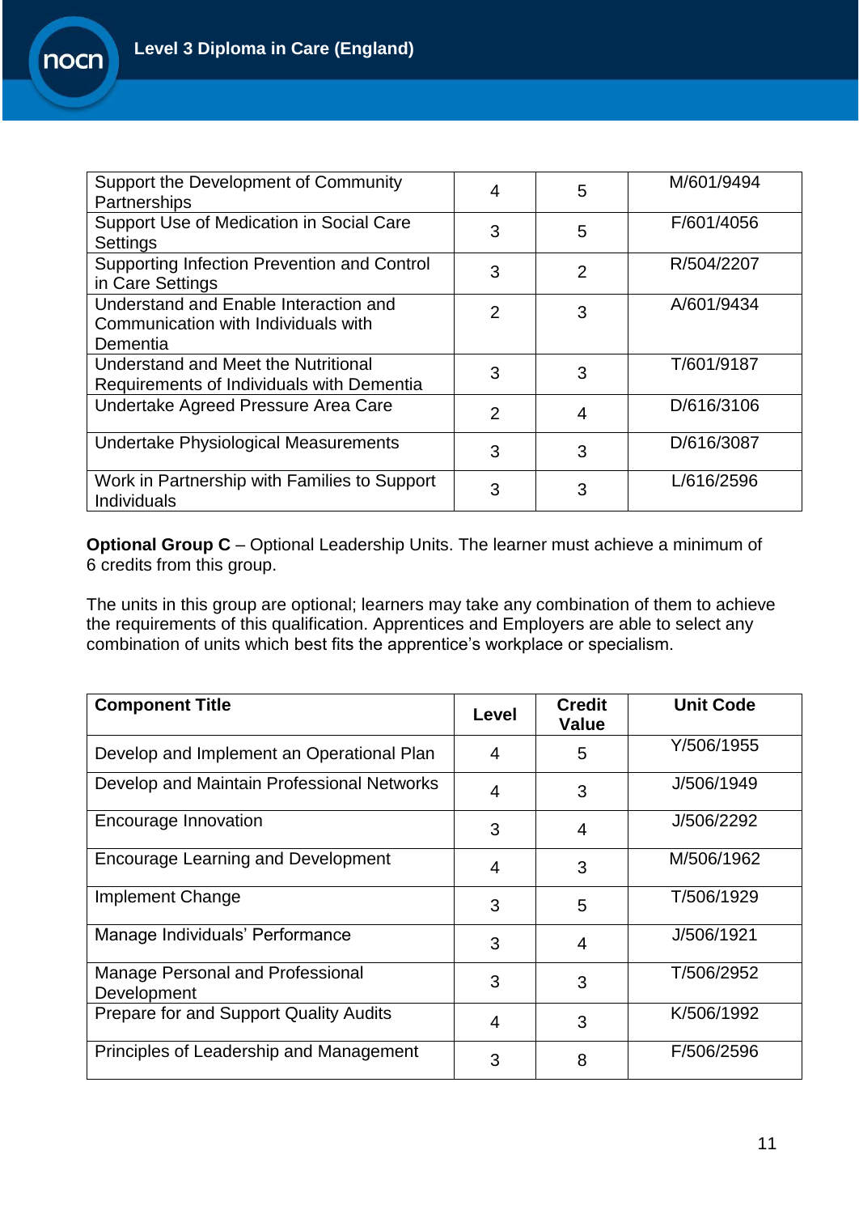| Support the Development of Community Partnerships | 4 | 5 | M/601/9494 |
|---|---|---|---|
| Support Use of Medication in Social Care Settings | 3 | 5 | F/601/4056 |
| Supporting Infection Prevention and Control in Care Settings | 3 | 2 | R/504/2207 |
| Understand and Enable Interaction and Communication with Individuals with Dementia | 2 | 3 | A/601/9434 |
| Understand and Meet the Nutritional Requirements of Individuals with Dementia | 3 | 3 | T/601/9187 |
| Undertake Agreed Pressure Area Care | 2 | 4 | D/616/3106 |
| Undertake Physiological Measurements | 3 | 3 | D/616/3087 |
| Work in Partnership with Families to Support Individuals | 3 | 3 | L/616/2596 |

**Optional Group C** – Optional Leadership Units. The learner must achieve a minimum of 6 credits from this group.

The units in this group are optional; learners may take any combination of them to achieve the requirements of this qualification. Apprentices and Employers are able to select any combination of units which best fits the apprentice's workplace or specialism.

| Component Title | Level | Credit Value | Unit Code |
|---|---|---|---|
| Develop and Implement an Operational Plan | 4 | 5 | Y/506/1955 |
| Develop and Maintain Professional Networks | 4 | 3 | J/506/1949 |
| Encourage Innovation | 3 | 4 | J/506/2292 |
| Encourage Learning and Development | 4 | 3 | M/506/1962 |
| Implement Change | 3 | 5 | T/506/1929 |
| Manage Individuals' Performance | 3 | 4 | J/506/1921 |
| Manage Personal and Professional Development | 3 | 3 | T/506/2952 |
| Prepare for and Support Quality Audits | 4 | 3 | K/506/1992 |
| Principles of Leadership and Management | 3 | 8 | F/506/2596 |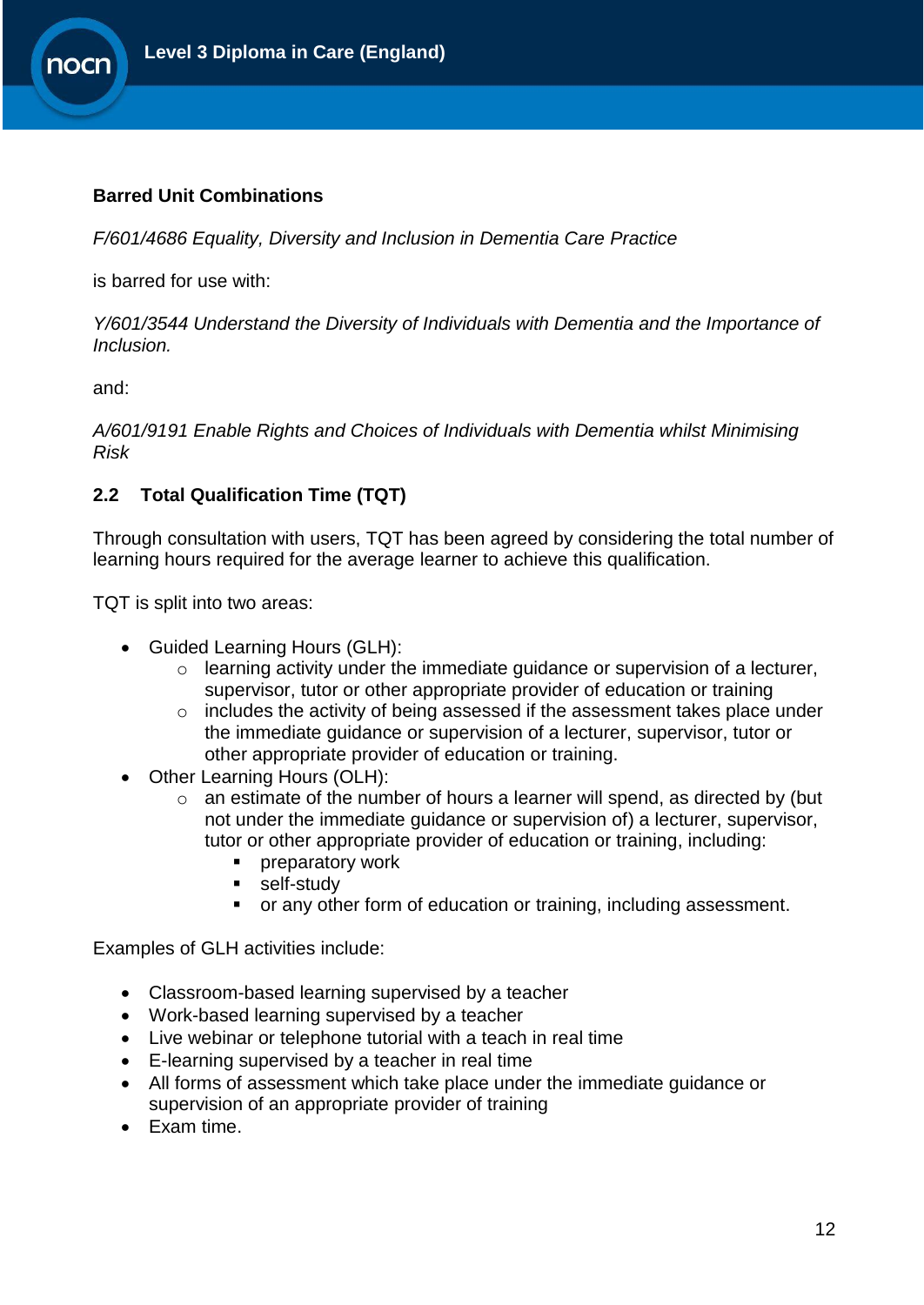**Barred Unit Combinations**

*F/601/4686 Equality, Diversity and Inclusion in Dementia Care Practice*

is barred for use with:

*Y/601/3544 Understand the Diversity of Individuals with Dementia and the Importance of Inclusion.*

and:

*A/601/9191 Enable Rights and Choices of Individuals with Dementia whilst Minimising Risk*

## 2.2 Total Qualification Time (TQT)

Through consultation with users, TQT has been agreed by considering the total number of learning hours required for the average learner to achieve this qualification.

TQT is split into two areas:

- Guided Learning Hours (GLH):
  - learning activity under the immediate guidance or supervision of a lecturer, supervisor, tutor or other appropriate provider of education or training
  - includes the activity of being assessed if the assessment takes place under the immediate guidance or supervision of a lecturer, supervisor, tutor or other appropriate provider of education or training.
- Other Learning Hours (OLH):
  - an estimate of the number of hours a learner will spend, as directed by (but not under the immediate guidance or supervision of) a lecturer, supervisor, tutor or other appropriate provider of education or training, including:
    - preparatory work
    - self-study
    - or any other form of education or training, including assessment.

Examples of GLH activities include:

- Classroom-based learning supervised by a teacher
- Work-based learning supervised by a teacher
- Live webinar or telephone tutorial with a teach in real time
- E-learning supervised by a teacher in real time
- All forms of assessment which take place under the immediate guidance or supervision of an appropriate provider of training
- Exam time.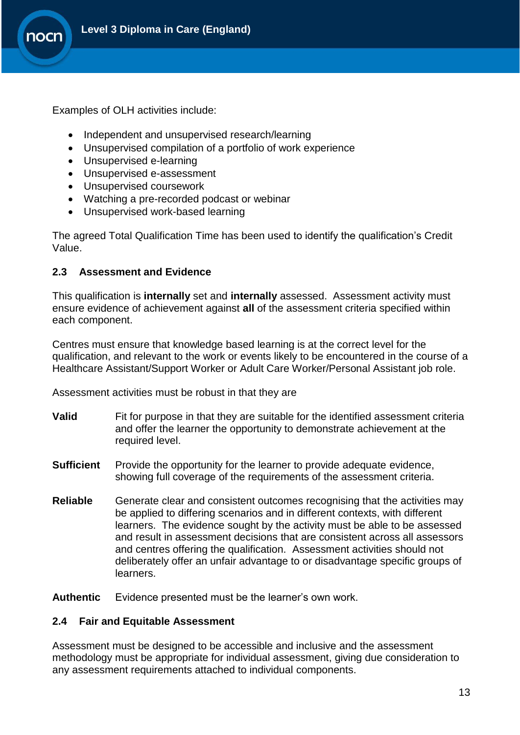Examples of OLH activities include:

- Independent and unsupervised research/learning
- Unsupervised compilation of a portfolio of work experience
- Unsupervised e-learning
- Unsupervised e-assessment
- Unsupervised coursework
- Watching a pre-recorded podcast or webinar
- Unsupervised work-based learning

The agreed Total Qualification Time has been used to identify the qualification's Credit Value.

### 2.3 Assessment and Evidence

This qualification is **internally** set and **internally** assessed. Assessment activity must ensure evidence of achievement against **all** of the assessment criteria specified within each component.

Centres must ensure that knowledge based learning is at the correct level for the qualification, and relevant to the work or events likely to be encountered in the course of a Healthcare Assistant/Support Worker or Adult Care Worker/Personal Assistant job role.

Assessment activities must be robust in that they are

**Valid** Fit for purpose in that they are suitable for the identified assessment criteria and offer the learner the opportunity to demonstrate achievement at the required level.

**Sufficient** Provide the opportunity for the learner to provide adequate evidence, showing full coverage of the requirements of the assessment criteria.

**Reliable** Generate clear and consistent outcomes recognising that the activities may be applied to differing scenarios and in different contexts, with different learners. The evidence sought by the activity must be able to be assessed and result in assessment decisions that are consistent across all assessors and centres offering the qualification. Assessment activities should not deliberately offer an unfair advantage to or disadvantage specific groups of learners.

**Authentic** Evidence presented must be the learner's own work.

### 2.4 Fair and Equitable Assessment

Assessment must be designed to be accessible and inclusive and the assessment methodology must be appropriate for individual assessment, giving due consideration to any assessment requirements attached to individual components.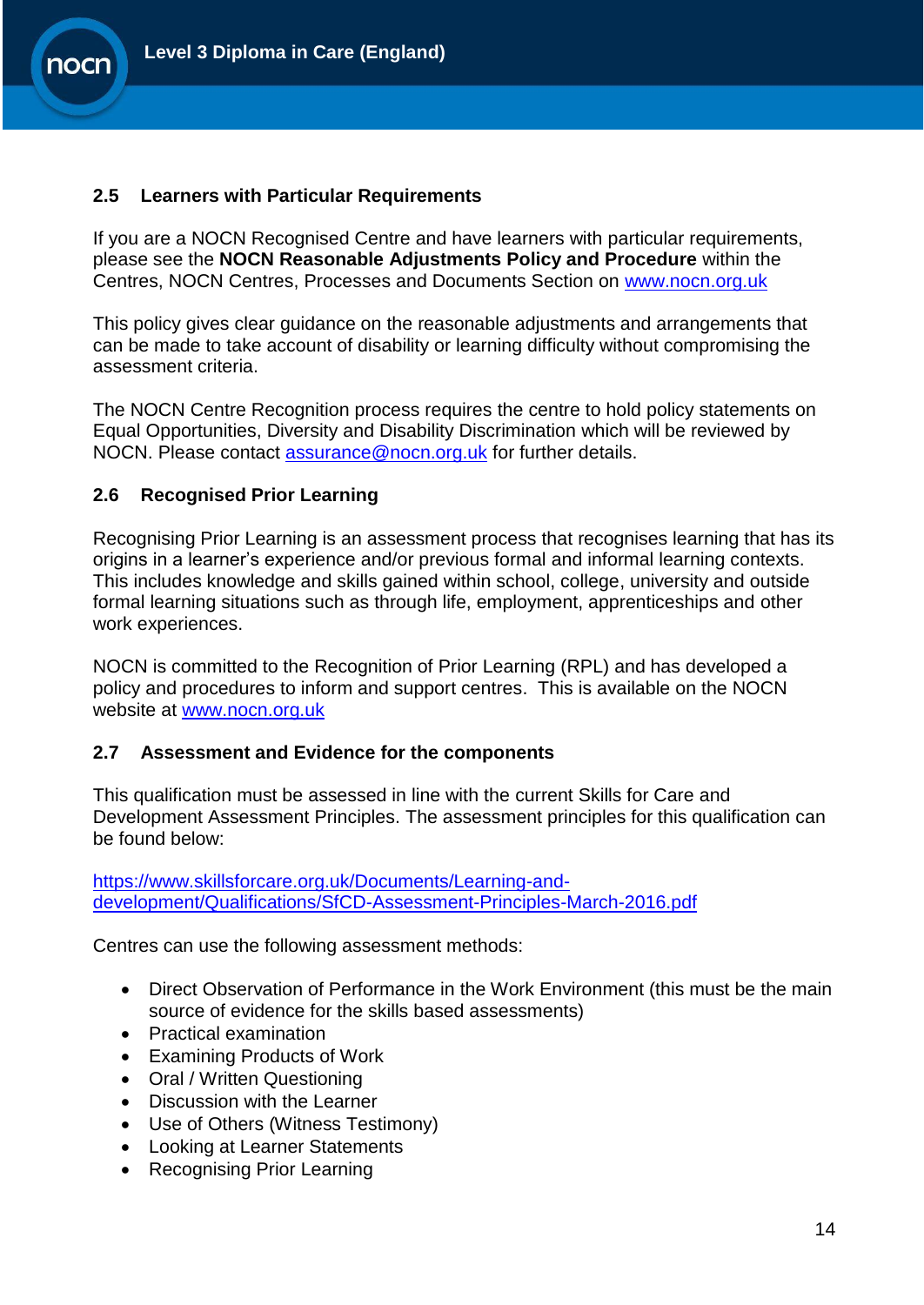### 2.5 Learners with Particular Requirements

If you are a NOCN Recognised Centre and have learners with particular requirements, please see the **NOCN Reasonable Adjustments Policy and Procedure** within the Centres, NOCN Centres, Processes and Documents Section on www.nocn.org.uk

This policy gives clear guidance on the reasonable adjustments and arrangements that can be made to take account of disability or learning difficulty without compromising the assessment criteria.

The NOCN Centre Recognition process requires the centre to hold policy statements on Equal Opportunities, Diversity and Disability Discrimination which will be reviewed by NOCN. Please contact assurance@nocn.org.uk for further details.

### 2.6 Recognised Prior Learning

Recognising Prior Learning is an assessment process that recognises learning that has its origins in a learner's experience and/or previous formal and informal learning contexts. This includes knowledge and skills gained within school, college, university and outside formal learning situations such as through life, employment, apprenticeships and other work experiences.

NOCN is committed to the Recognition of Prior Learning (RPL) and has developed a policy and procedures to inform and support centres. This is available on the NOCN website at www.nocn.org.uk

### 2.7 Assessment and Evidence for the components

This qualification must be assessed in line with the current Skills for Care and Development Assessment Principles. The assessment principles for this qualification can be found below:

https://www.skillsforcare.org.uk/Documents/Learning-and-development/Qualifications/SfCD-Assessment-Principles-March-2016.pdf

Centres can use the following assessment methods:

- Direct Observation of Performance in the Work Environment (this must be the main source of evidence for the skills based assessments)
- Practical examination
- Examining Products of Work
- Oral / Written Questioning
- Discussion with the Learner
- Use of Others (Witness Testimony)
- Looking at Learner Statements
- Recognising Prior Learning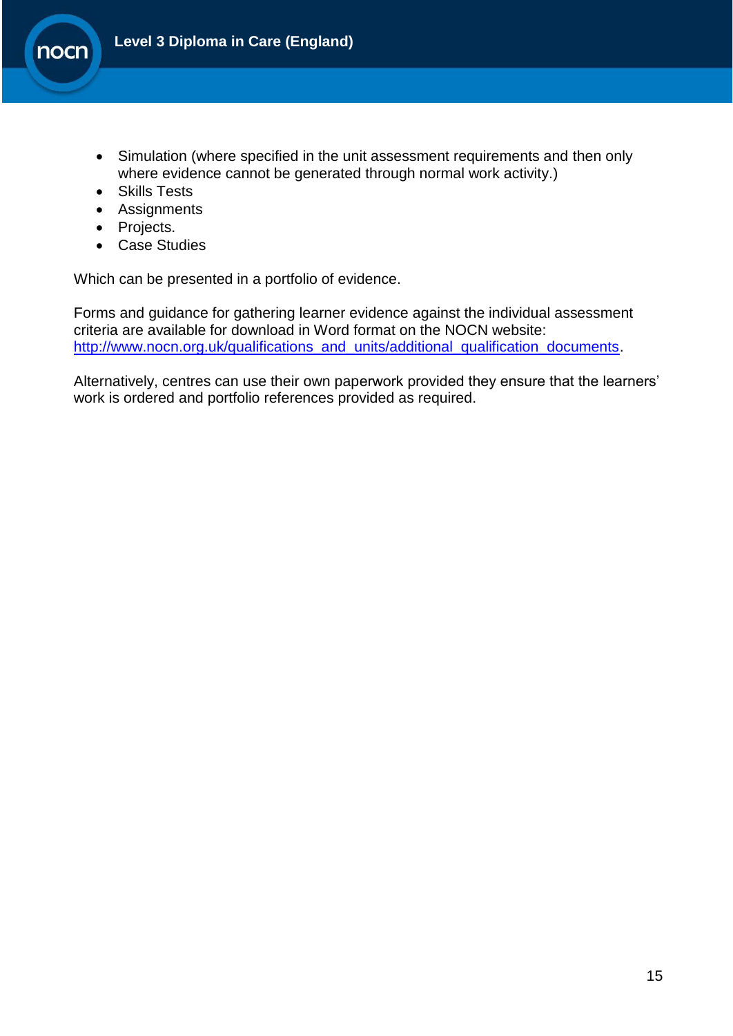- Simulation (where specified in the unit assessment requirements and then only where evidence cannot be generated through normal work activity.)
- Skills Tests
- Assignments
- Projects.
- Case Studies

Which can be presented in a portfolio of evidence.

Forms and guidance for gathering learner evidence against the individual assessment criteria are available for download in Word format on the NOCN website: [http://www.nocn.org.uk/qualifications_and_units/additional_qualification_documents](http://www.nocn.org.uk/qualifications_and_units/additional_qualification_documents).

Alternatively, centres can use their own paperwork provided they ensure that the learners' work is ordered and portfolio references provided as required.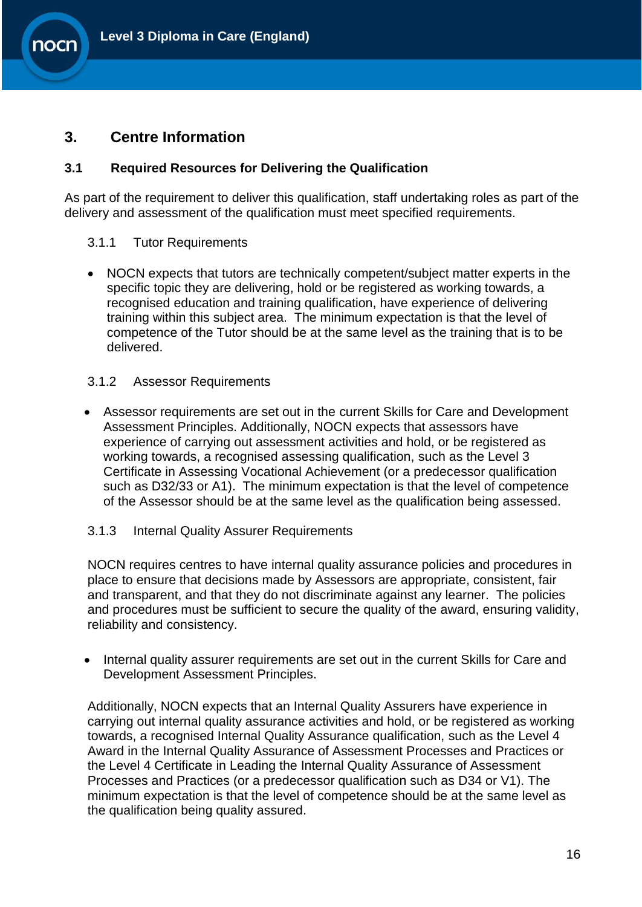# 3. Centre Information

## 3.1 Required Resources for Delivering the Qualification

As part of the requirement to deliver this qualification, staff undertaking roles as part of the delivery and assessment of the qualification must meet specified requirements.

### 3.1.1 Tutor Requirements

- NOCN expects that tutors are technically competent/subject matter experts in the specific topic they are delivering, hold or be registered as working towards, a recognised education and training qualification, have experience of delivering training within this subject area. The minimum expectation is that the level of competence of the Tutor should be at the same level as the training that is to be delivered.

### 3.1.2 Assessor Requirements

- Assessor requirements are set out in the current Skills for Care and Development Assessment Principles. Additionally, NOCN expects that assessors have experience of carrying out assessment activities and hold, or be registered as working towards, a recognised assessing qualification, such as the Level 3 Certificate in Assessing Vocational Achievement (or a predecessor qualification such as D32/33 or A1). The minimum expectation is that the level of competence of the Assessor should be at the same level as the qualification being assessed.

### 3.1.3 Internal Quality Assurer Requirements

NOCN requires centres to have internal quality assurance policies and procedures in place to ensure that decisions made by Assessors are appropriate, consistent, fair and transparent, and that they do not discriminate against any learner. The policies and procedures must be sufficient to secure the quality of the award, ensuring validity, reliability and consistency.

- Internal quality assurer requirements are set out in the current Skills for Care and Development Assessment Principles.

Additionally, NOCN expects that an Internal Quality Assurers have experience in carrying out internal quality assurance activities and hold, or be registered as working towards, a recognised Internal Quality Assurance qualification, such as the Level 4 Award in the Internal Quality Assurance of Assessment Processes and Practices or the Level 4 Certificate in Leading the Internal Quality Assurance of Assessment Processes and Practices (or a predecessor qualification such as D34 or V1). The minimum expectation is that the level of competence should be at the same level as the qualification being quality assured.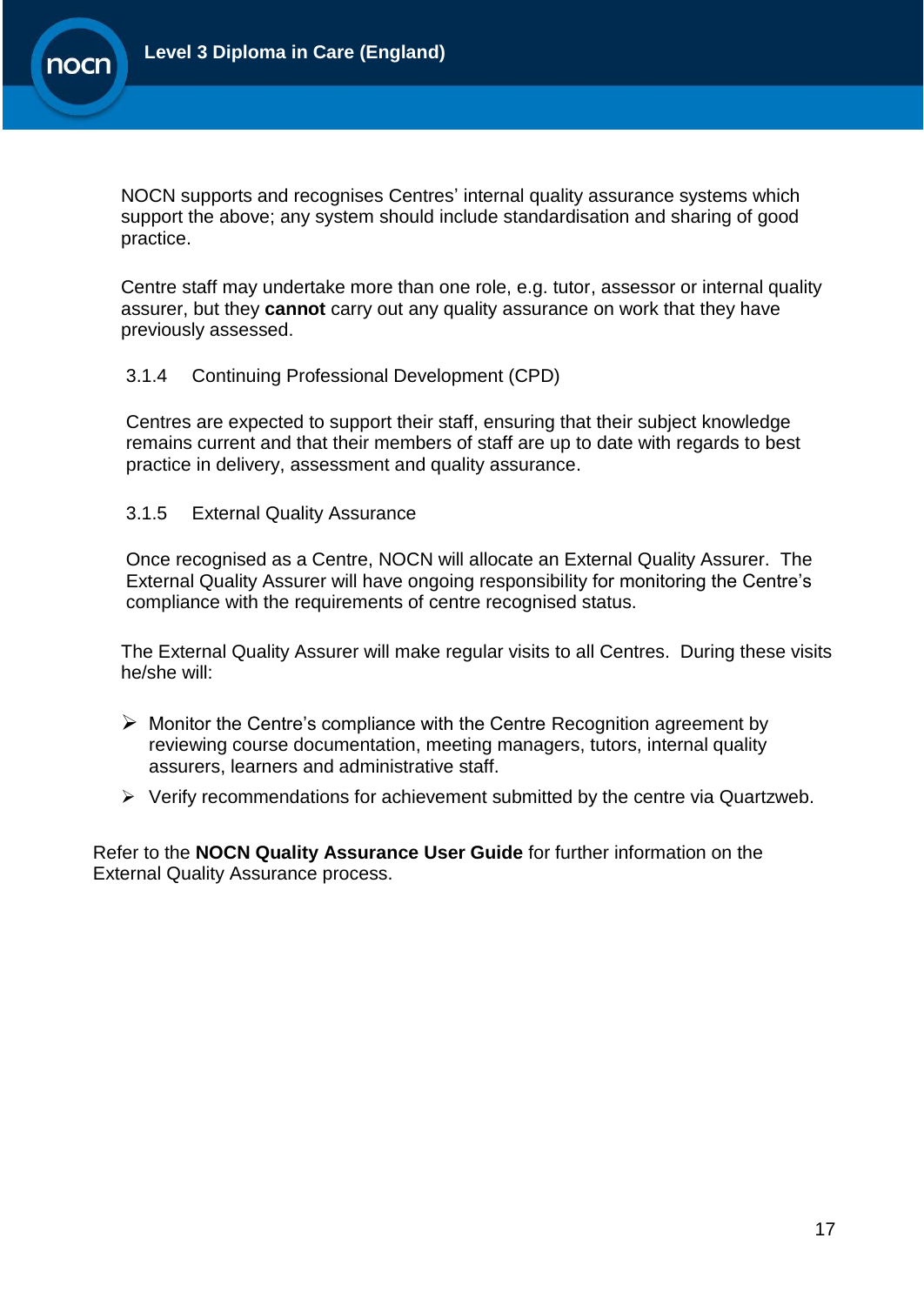NOCN supports and recognises Centres' internal quality assurance systems which support the above; any system should include standardisation and sharing of good practice.

Centre staff may undertake more than one role, e.g. tutor, assessor or internal quality assurer, but they **cannot** carry out any quality assurance on work that they have previously assessed.

### 3.1.4 Continuing Professional Development (CPD)

Centres are expected to support their staff, ensuring that their subject knowledge remains current and that their members of staff are up to date with regards to best practice in delivery, assessment and quality assurance.

### 3.1.5 External Quality Assurance

Once recognised as a Centre, NOCN will allocate an External Quality Assurer. The External Quality Assurer will have ongoing responsibility for monitoring the Centre's compliance with the requirements of centre recognised status.

The External Quality Assurer will make regular visits to all Centres. During these visits he/she will:

- Monitor the Centre's compliance with the Centre Recognition agreement by reviewing course documentation, meeting managers, tutors, internal quality assurers, learners and administrative staff.
- Verify recommendations for achievement submitted by the centre via Quartzweb.

Refer to the **NOCN Quality Assurance User Guide** for further information on the External Quality Assurance process.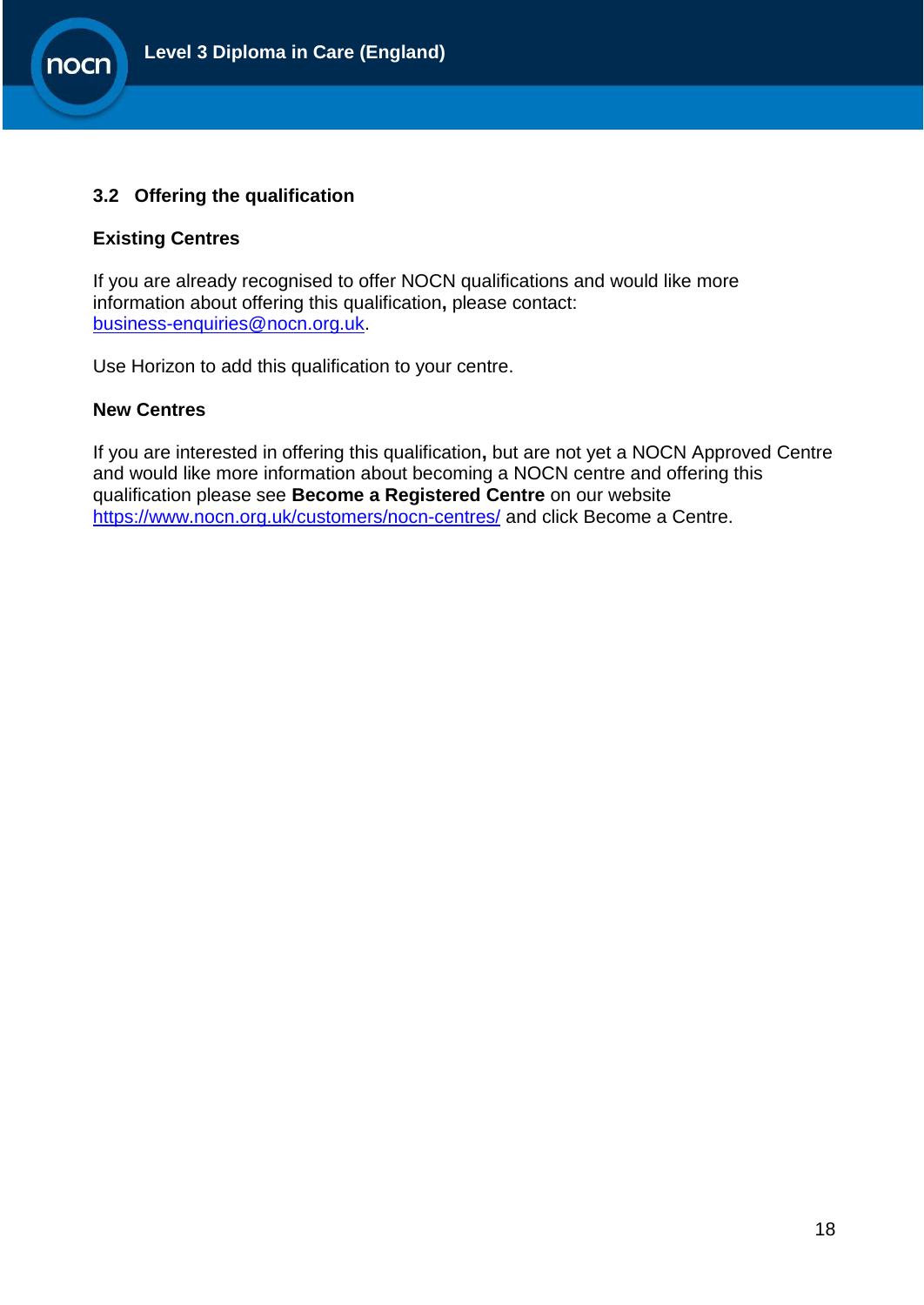## 3.2 Offering the qualification

### Existing Centres

If you are already recognised to offer NOCN qualifications and would like more information about offering this qualification**,** please contact: business-enquiries@nocn.org.uk.

Use Horizon to add this qualification to your centre.

### New Centres

If you are interested in offering this qualification**,** but are not yet a NOCN Approved Centre and would like more information about becoming a NOCN centre and offering this qualification please see **Become a Registered Centre** on our website https://www.nocn.org.uk/customers/nocn-centres/ and click Become a Centre.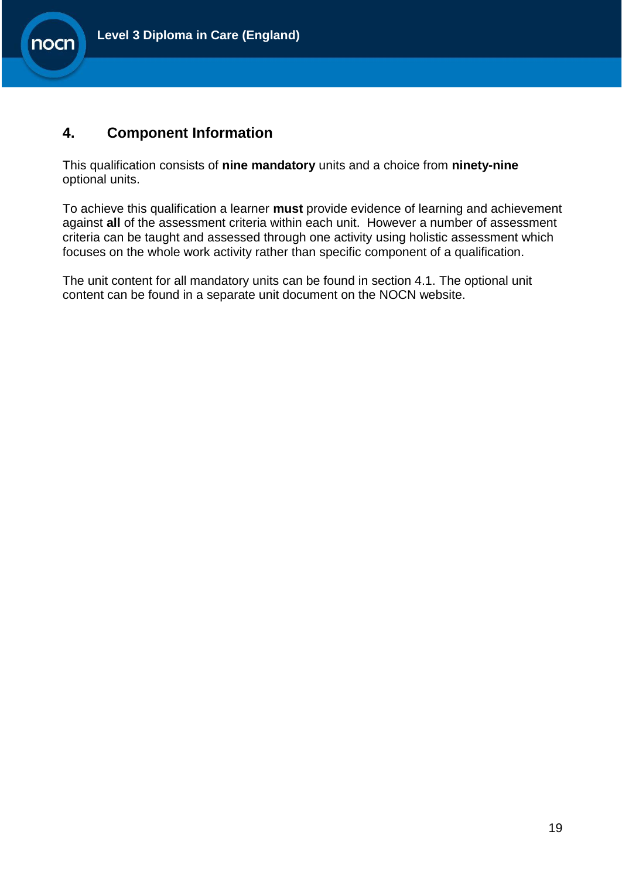# 4. Component Information

This qualification consists of **nine mandatory** units and a choice from **ninety-nine** optional units.

To achieve this qualification a learner **must** provide evidence of learning and achievement against **all** of the assessment criteria within each unit. However a number of assessment criteria can be taught and assessed through one activity using holistic assessment which focuses on the whole work activity rather than specific component of a qualification.

The unit content for all mandatory units can be found in section 4.1. The optional unit content can be found in a separate unit document on the NOCN website.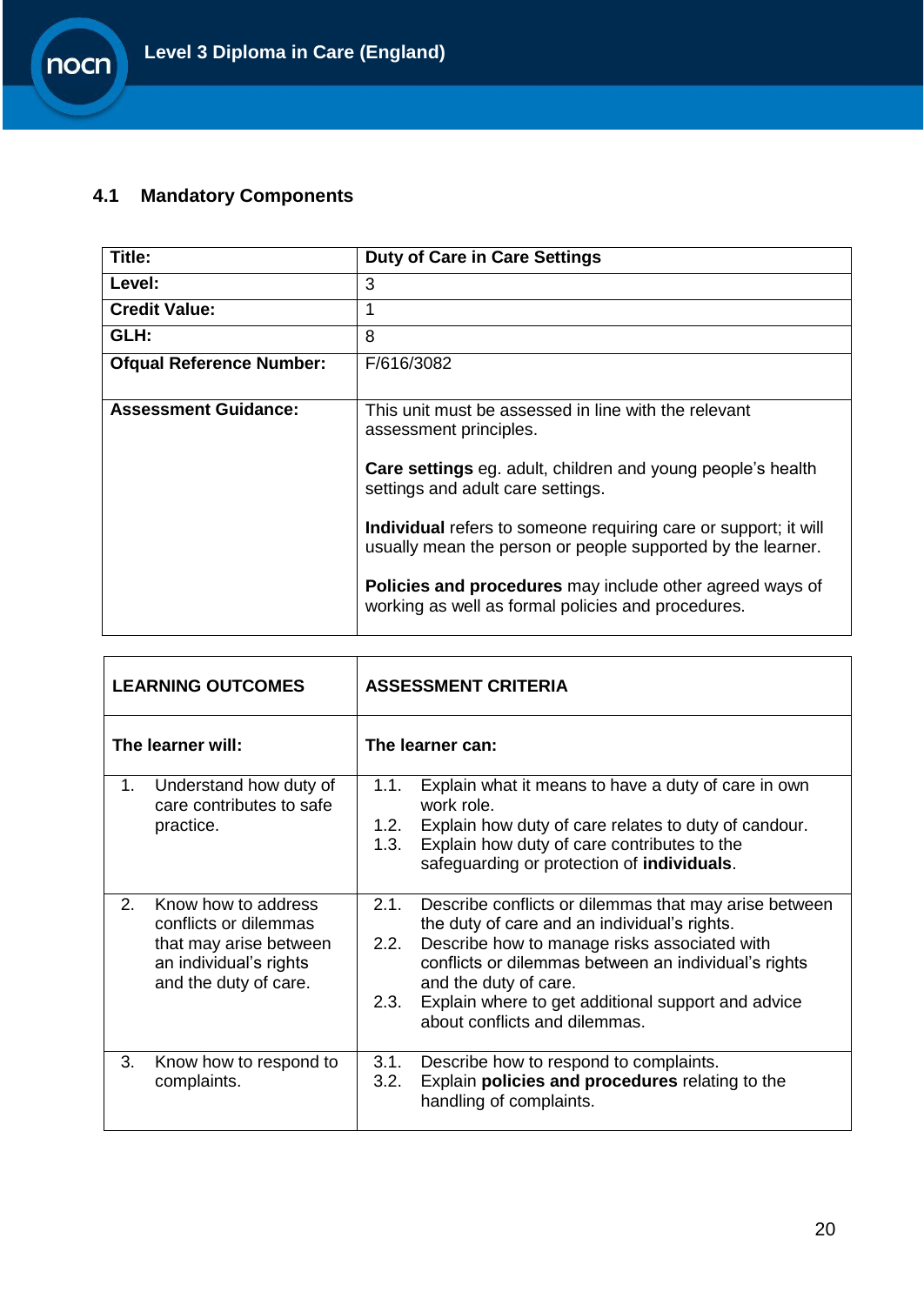## 4.1 Mandatory Components

| **Title:** | **Duty of Care in Care Settings** |
|---|---|
| **Level:** | 3 |
| **Credit Value:** | 1 |
| **GLH:** | 8 |
| **Ofqual Reference Number:** | F/616/3082 |
| **Assessment Guidance:** | This unit must be assessed in line with the relevant assessment principles.<br><br>**Care settings** eg. adult, children and young people's health settings and adult care settings.<br><br>**Individual** refers to someone requiring care or support; it will usually mean the person or people supported by the learner.<br><br>**Policies and procedures** may include other agreed ways of working as well as formal policies and procedures. |

| **LEARNING OUTCOMES** | **ASSESSMENT CRITERIA** |
|---|---|
| **The learner will:** | **The learner can:** |
| 1. Understand how duty of care contributes to safe practice. | 1.1. Explain what it means to have a duty of care in own work role.<br>1.2. Explain how duty of care relates to duty of candour.<br>1.3. Explain how duty of care contributes to the safeguarding or protection of **individuals**. |
| 2. Know how to address conflicts or dilemmas that may arise between an individual's rights and the duty of care. | 2.1. Describe conflicts or dilemmas that may arise between the duty of care and an individual's rights.<br>2.2. Describe how to manage risks associated with conflicts or dilemmas between an individual's rights and the duty of care.<br>2.3. Explain where to get additional support and advice about conflicts and dilemmas. |
| 3. Know how to respond to complaints. | 3.1. Describe how to respond to complaints.<br>3.2. Explain **policies and procedures** relating to the handling of complaints. |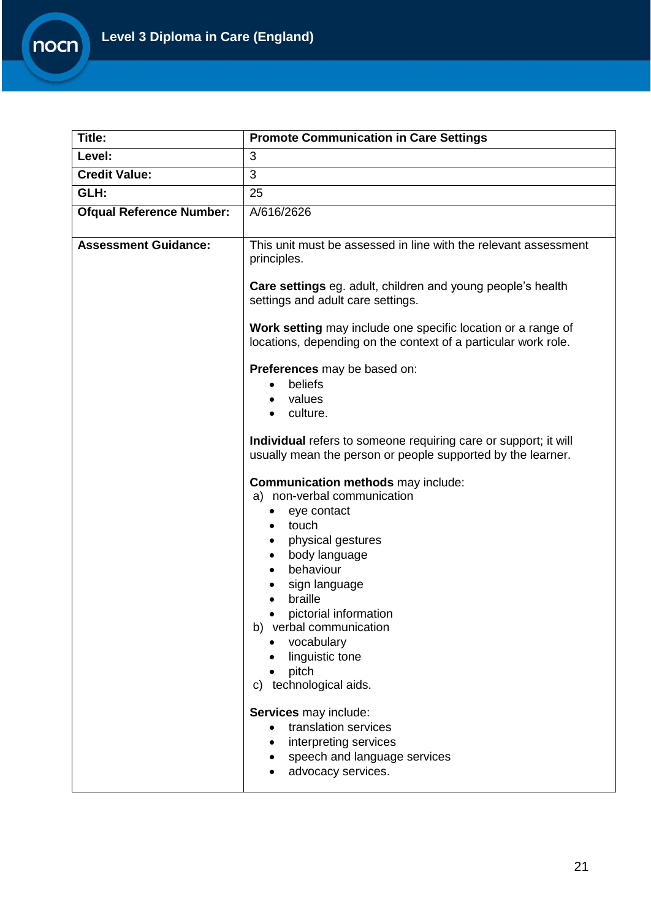| Title: | Promote Communication in Care Settings |
| --- | --- |
| Level: | 3 |
| Credit Value: | 3 |
| GLH: | 25 |
| Ofqual Reference Number: | A/616/2626 |
| Assessment Guidance: | This unit must be assessed in line with the relevant assessment principles.<br><br>**Care settings** eg. adult, children and young people's health settings and adult care settings.<br><br>**Work setting** may include one specific location or a range of locations, depending on the context of a particular work role.<br><br>**Preferences** may be based on:<br>• beliefs<br>• values<br>• culture.<br><br>**Individual** refers to someone requiring care or support; it will usually mean the person or people supported by the learner.<br><br>**Communication methods** may include:<br>a) non-verbal communication<br>• eye contact<br>• touch<br>• physical gestures<br>• body language<br>• behaviour<br>• sign language<br>• braille<br>• pictorial information<br>b) verbal communication<br>• vocabulary<br>• linguistic tone<br>• pitch<br>c) technological aids.<br><br>**Services** may include:<br>• translation services<br>• interpreting services<br>• speech and language services<br>• advocacy services. |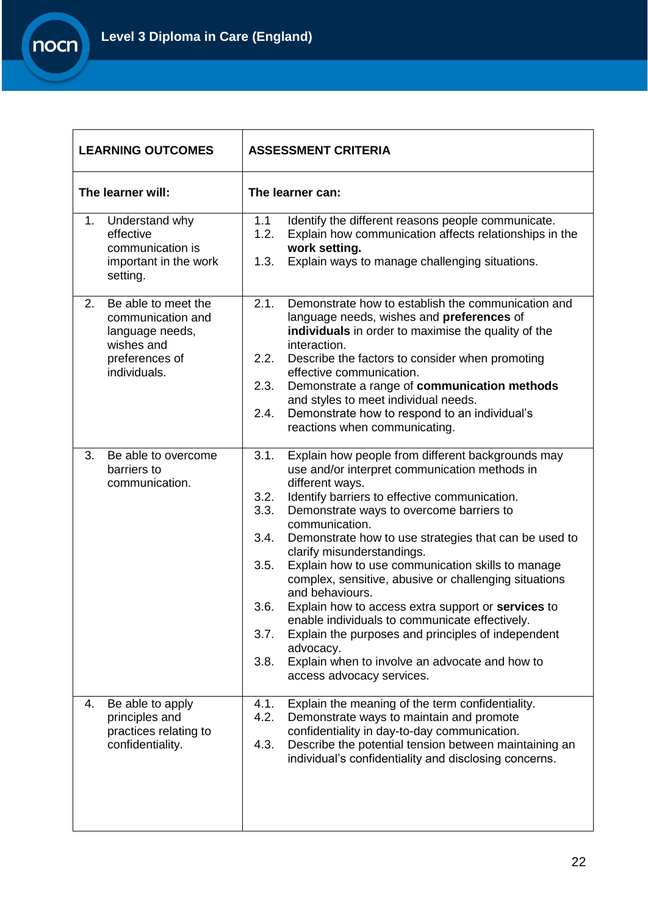| LEARNING OUTCOMES | ASSESSMENT CRITERIA |
|---|---|
| **The learner will:** | **The learner can:** |
| 1. Understand why effective communication is important in the work setting. | 1.1 Identify the different reasons people communicate.<br>1.2. Explain how communication affects relationships in the **work setting.**<br>1.3. Explain ways to manage challenging situations. |
| 2. Be able to meet the communication and language needs, wishes and preferences of individuals. | 2.1. Demonstrate how to establish the communication and language needs, wishes and **preferences** of **individuals** in order to maximise the quality of the interaction.<br>2.2. Describe the factors to consider when promoting effective communication.<br>2.3. Demonstrate a range of **communication methods** and styles to meet individual needs.<br>2.4. Demonstrate how to respond to an individual's reactions when communicating. |
| 3. Be able to overcome barriers to communication. | 3.1. Explain how people from different backgrounds may use and/or interpret communication methods in different ways.<br>3.2. Identify barriers to effective communication.<br>3.3. Demonstrate ways to overcome barriers to communication.<br>3.4. Demonstrate how to use strategies that can be used to clarify misunderstandings.<br>3.5. Explain how to use communication skills to manage complex, sensitive, abusive or challenging situations and behaviours.<br>3.6. Explain how to access extra support or **services** to enable individuals to communicate effectively.<br>3.7. Explain the purposes and principles of independent advocacy.<br>3.8. Explain when to involve an advocate and how to access advocacy services. |
| 4. Be able to apply principles and practices relating to confidentiality. | 4.1. Explain the meaning of the term confidentiality.<br>4.2. Demonstrate ways to maintain and promote confidentiality in day-to-day communication.<br>4.3. Describe the potential tension between maintaining an individual's confidentiality and disclosing concerns. |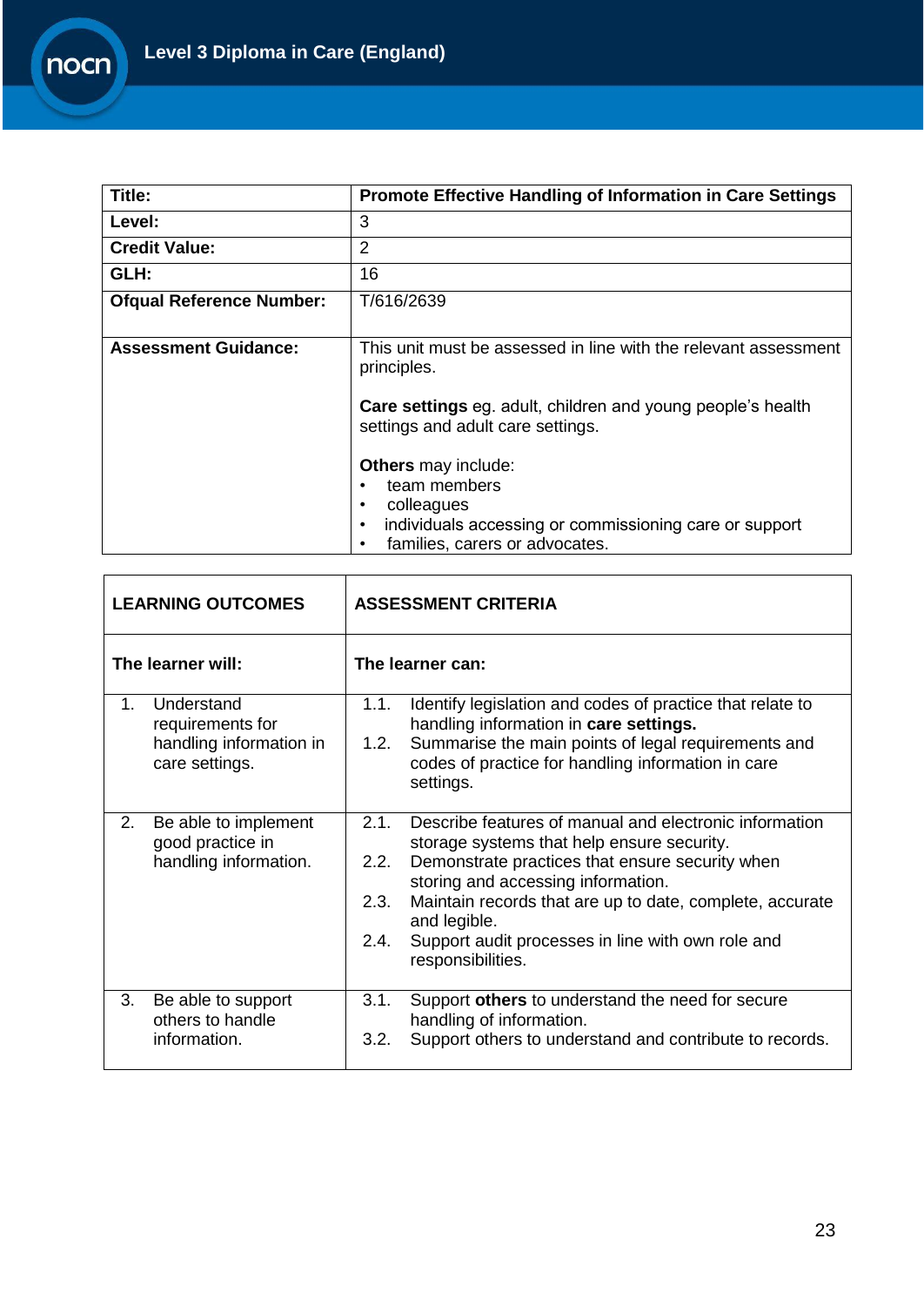| **Title:** | **Promote Effective Handling of Information in Care Settings** |
|---|---|
| **Level:** | 3 |
| **Credit Value:** | 2 |
| **GLH:** | 16 |
| **Ofqual Reference Number:** | T/616/2639 |
| **Assessment Guidance:** | This unit must be assessed in line with the relevant assessment principles.<br><br>**Care settings** eg. adult, children and young people's health settings and adult care settings.<br><br>**Others** may include:<br>• team members<br>• colleagues<br>• individuals accessing or commissioning care or support<br>• families, carers or advocates. |

| **LEARNING OUTCOMES** | **ASSESSMENT CRITERIA** |
|---|---|
| **The learner will:** | **The learner can:** |
| 1. Understand requirements for handling information in care settings. | 1.1. Identify legislation and codes of practice that relate to handling information in **care settings.**<br>1.2. Summarise the main points of legal requirements and codes of practice for handling information in care settings. |
| 2. Be able to implement good practice in handling information. | 2.1. Describe features of manual and electronic information storage systems that help ensure security.<br>2.2. Demonstrate practices that ensure security when storing and accessing information.<br>2.3. Maintain records that are up to date, complete, accurate and legible.<br>2.4. Support audit processes in line with own role and responsibilities. |
| 3. Be able to support others to handle information. | 3.1. Support **others** to understand the need for secure handling of information.<br>3.2. Support others to understand and contribute to records. |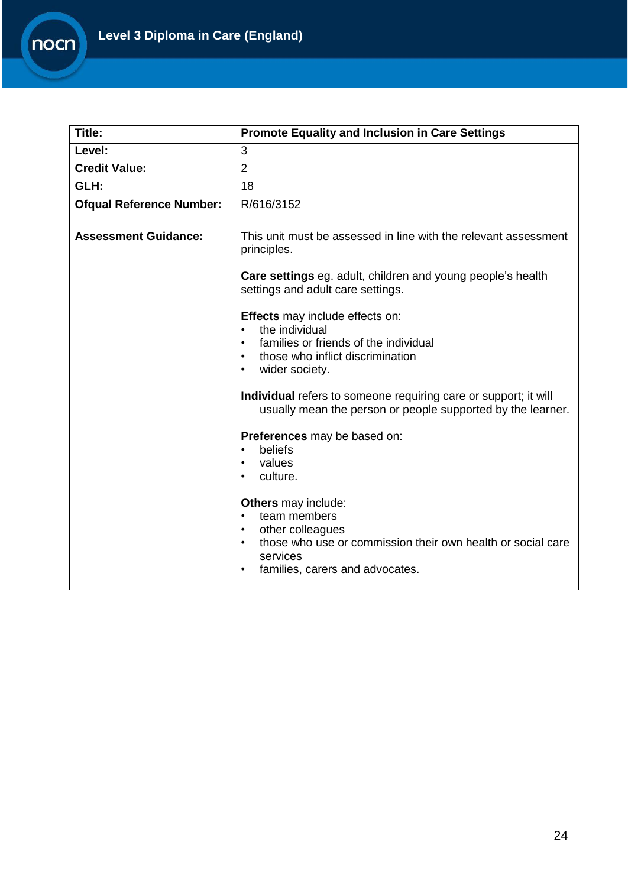| Title: | Promote Equality and Inclusion in Care Settings |
|---|---|
| **Level:** | 3 |
| **Credit Value:** | 2 |
| **GLH:** | 18 |
| **Ofqual Reference Number:** | R/616/3152 |
| **Assessment Guidance:** | This unit must be assessed in line with the relevant assessment principles.<br><br>**Care settings** eg. adult, children and young people's health settings and adult care settings.<br><br>**Effects** may include effects on:<br>• the individual<br>• families or friends of the individual<br>• those who inflict discrimination<br>• wider society.<br><br>**Individual** refers to someone requiring care or support; it will usually mean the person or people supported by the learner.<br><br>**Preferences** may be based on:<br>• beliefs<br>• values<br>• culture.<br><br>**Others** may include:<br>• team members<br>• other colleagues<br>• those who use or commission their own health or social care services<br>• families, carers and advocates. |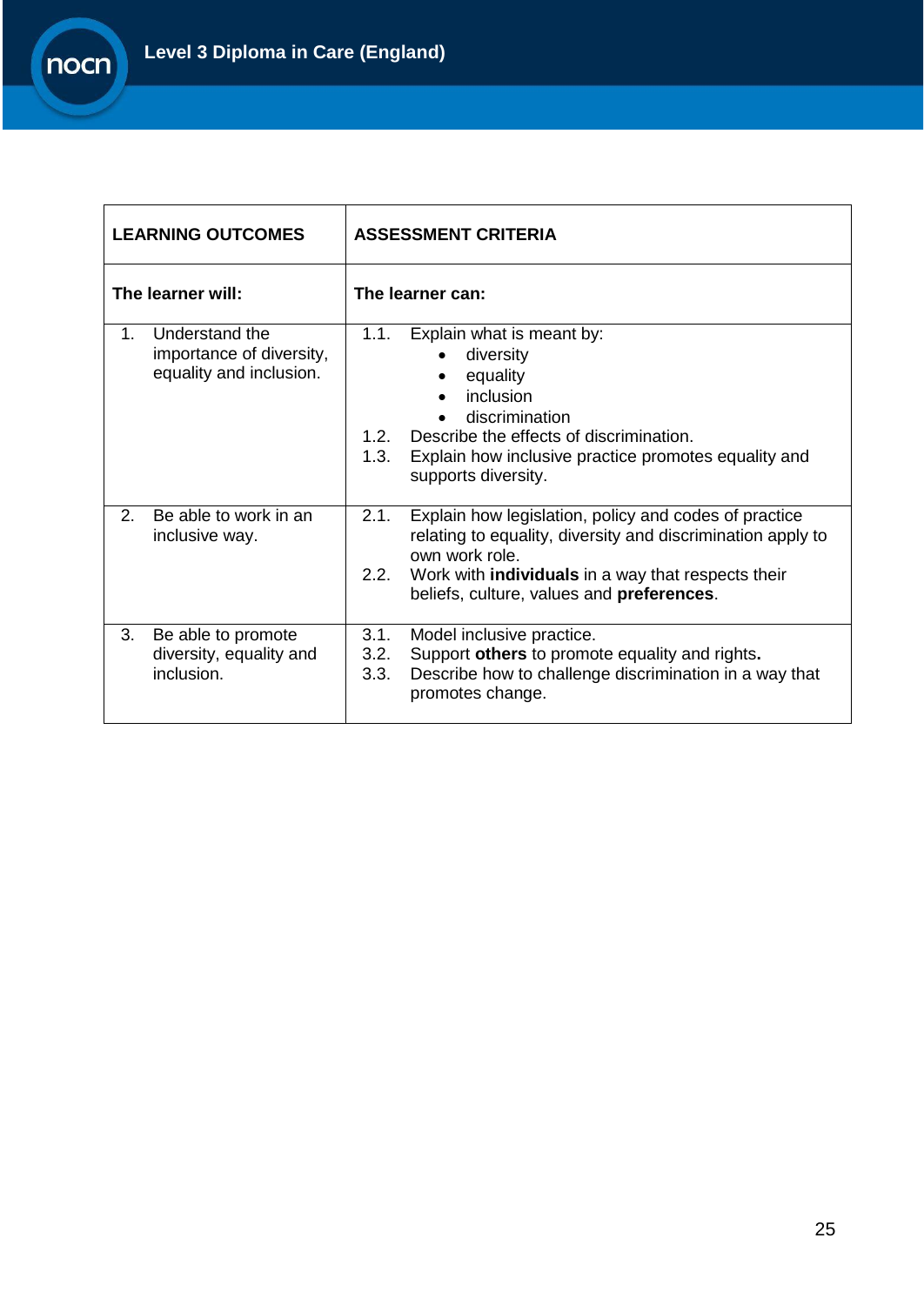| LEARNING OUTCOMES | ASSESSMENT CRITERIA |
| --- | --- |
| **The learner will:** | **The learner can:** |
| 1. Understand the importance of diversity, equality and inclusion. | 1.1. Explain what is meant by:<br>• diversity<br>• equality<br>• inclusion<br>• discrimination<br>1.2. Describe the effects of discrimination.<br>1.3. Explain how inclusive practice promotes equality and supports diversity. |
| 2. Be able to work in an inclusive way. | 2.1. Explain how legislation, policy and codes of practice relating to equality, diversity and discrimination apply to own work role.<br>2.2. Work with **individuals** in a way that respects their beliefs, culture, values and **preferences**. |
| 3. Be able to promote diversity, equality and inclusion. | 3.1. Model inclusive practice.<br>3.2. Support **others** to promote equality and rights**.**<br>3.3. Describe how to challenge discrimination in a way that promotes change. |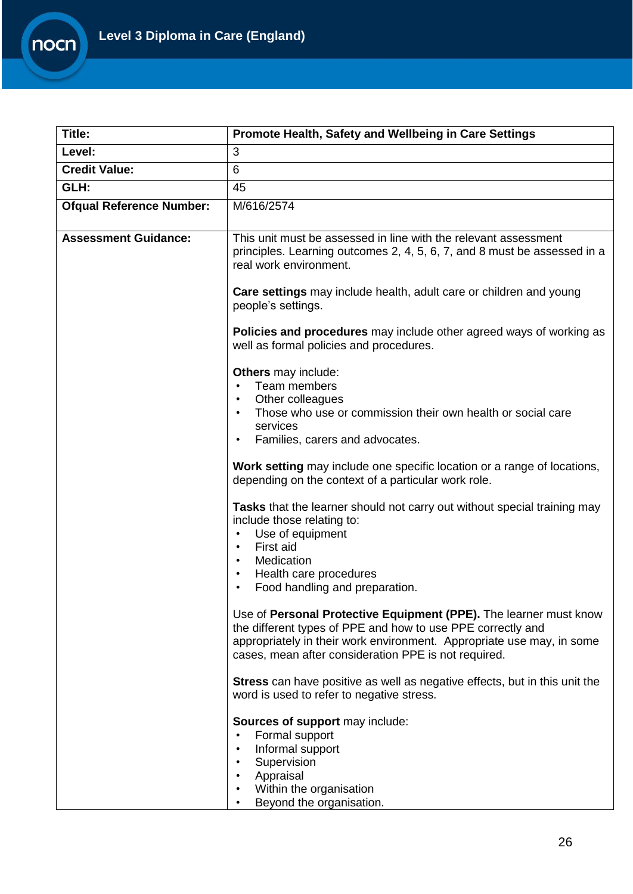| Title: | Promote Health, Safety and Wellbeing in Care Settings |
|---|---|
| Level: | 3 |
| Credit Value: | 6 |
| GLH: | 45 |
| Ofqual Reference Number: | M/616/2574 |
| Assessment Guidance: | This unit must be assessed in line with the relevant assessment principles. Learning outcomes 2, 4, 5, 6, 7, and 8 must be assessed in a real work environment.<br><br>**Care settings** may include health, adult care or children and young people's settings.<br><br>**Policies and procedures** may include other agreed ways of working as well as formal policies and procedures.<br><br>**Others** may include:<br>• Team members<br>• Other colleagues<br>• Those who use or commission their own health or social care services<br>• Families, carers and advocates.<br><br>**Work setting** may include one specific location or a range of locations, depending on the context of a particular work role.<br><br>**Tasks** that the learner should not carry out without special training may include those relating to:<br>• Use of equipment<br>• First aid<br>• Medication<br>• Health care procedures<br>• Food handling and preparation.<br><br>Use of **Personal Protective Equipment (PPE).** The learner must know the different types of PPE and how to use PPE correctly and appropriately in their work environment. Appropriate use may, in some cases, mean after consideration PPE is not required.<br><br>**Stress** can have positive as well as negative effects, but in this unit the word is used to refer to negative stress.<br><br>**Sources of support** may include:<br>• Formal support<br>• Informal support<br>• Supervision<br>• Appraisal<br>• Within the organisation<br>• Beyond the organisation. |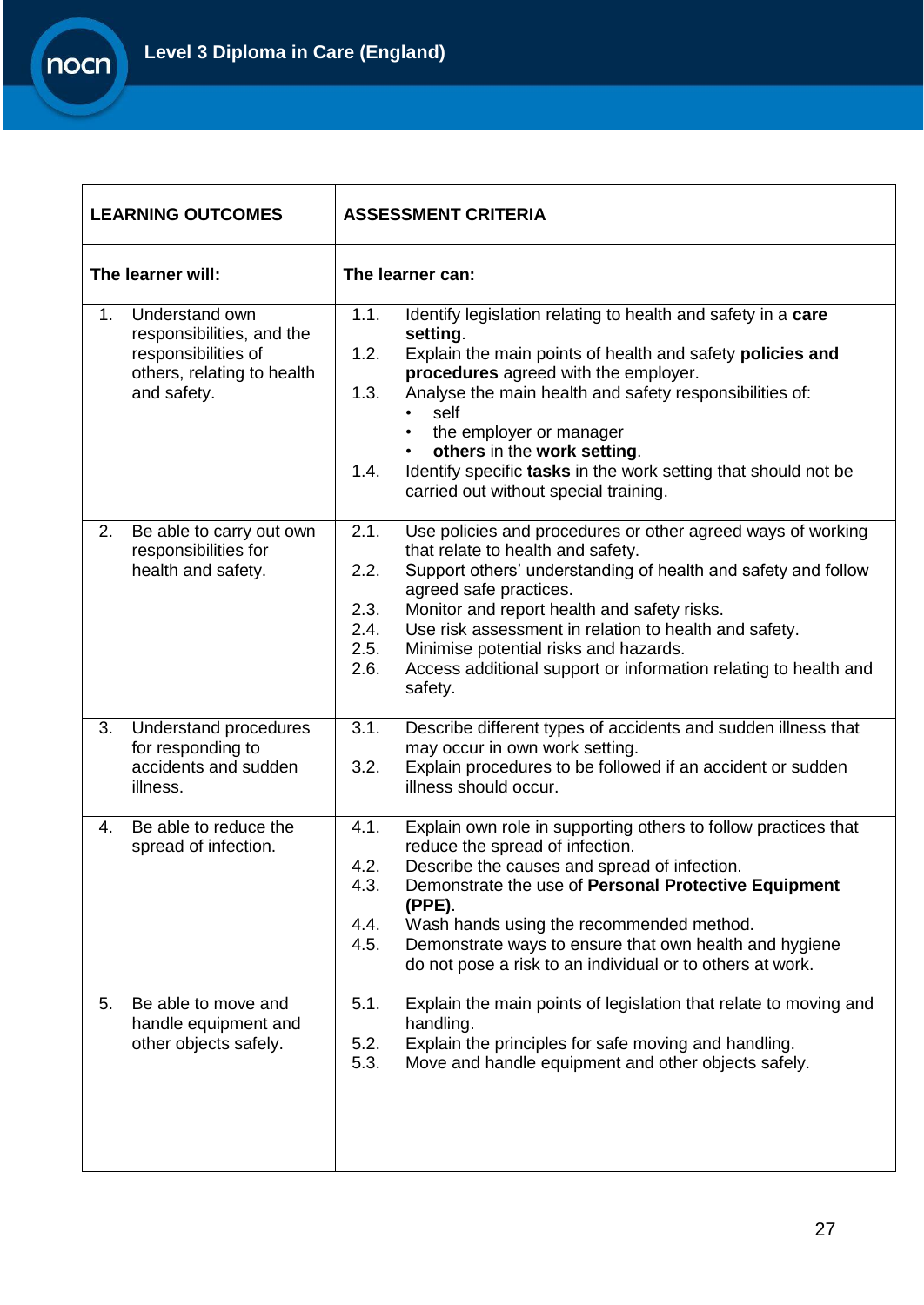| LEARNING OUTCOMES | ASSESSMENT CRITERIA |
|---|---|
| **The learner will:** | **The learner can:** |
| 1. Understand own responsibilities, and the responsibilities of others, relating to health and safety. | 1.1. Identify legislation relating to health and safety in a **care setting**.<br>1.2. Explain the main points of health and safety **policies and procedures** agreed with the employer.<br>1.3. Analyse the main health and safety responsibilities of:<br>• self<br>• the employer or manager<br>• **others** in the **work setting**.<br>1.4. Identify specific **tasks** in the work setting that should not be carried out without special training. |
| 2. Be able to carry out own responsibilities for health and safety. | 2.1. Use policies and procedures or other agreed ways of working that relate to health and safety.<br>2.2. Support others' understanding of health and safety and follow agreed safe practices.<br>2.3. Monitor and report health and safety risks.<br>2.4. Use risk assessment in relation to health and safety.<br>2.5. Minimise potential risks and hazards.<br>2.6. Access additional support or information relating to health and safety. |
| 3. Understand procedures for responding to accidents and sudden illness. | 3.1. Describe different types of accidents and sudden illness that may occur in own work setting.<br>3.2. Explain procedures to be followed if an accident or sudden illness should occur. |
| 4. Be able to reduce the spread of infection. | 4.1. Explain own role in supporting others to follow practices that reduce the spread of infection.<br>4.2. Describe the causes and spread of infection.<br>4.3. Demonstrate the use of **Personal Protective Equipment (PPE)**.<br>4.4. Wash hands using the recommended method.<br>4.5. Demonstrate ways to ensure that own health and hygiene do not pose a risk to an individual or to others at work. |
| 5. Be able to move and handle equipment and other objects safely. | 5.1. Explain the main points of legislation that relate to moving and handling.<br>5.2. Explain the principles for safe moving and handling.<br>5.3. Move and handle equipment and other objects safely. |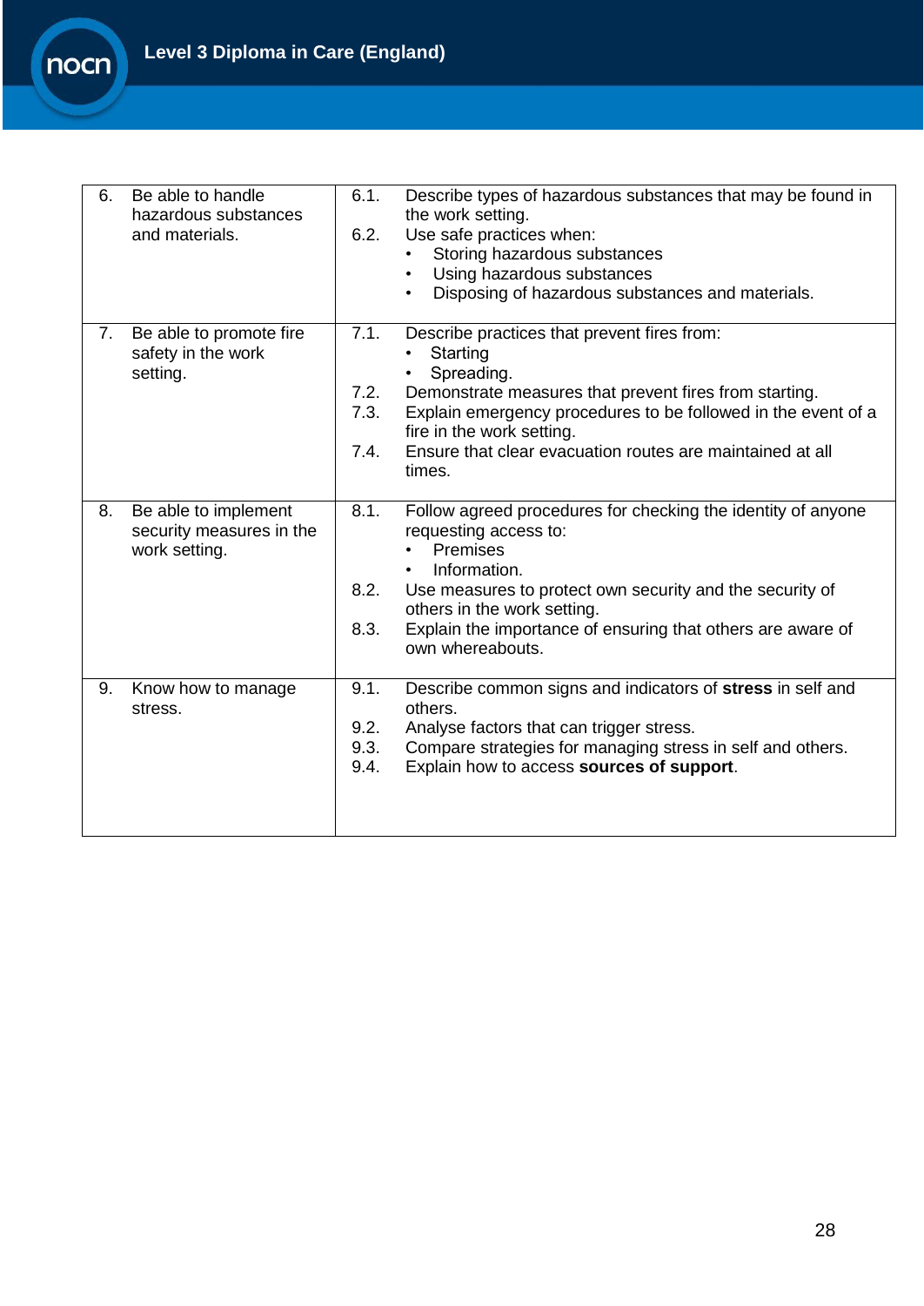| | |
|---|---|
| 6. Be able to handle hazardous substances and materials. | 6.1. Describe types of hazardous substances that may be found in the work setting.<br>6.2. Use safe practices when:<br>• Storing hazardous substances<br>• Using hazardous substances<br>• Disposing of hazardous substances and materials. |
| 7. Be able to promote fire safety in the work setting. | 7.1. Describe practices that prevent fires from:<br>• Starting<br>• Spreading.<br>7.2. Demonstrate measures that prevent fires from starting.<br>7.3. Explain emergency procedures to be followed in the event of a fire in the work setting.<br>7.4. Ensure that clear evacuation routes are maintained at all times. |
| 8. Be able to implement security measures in the work setting. | 8.1. Follow agreed procedures for checking the identity of anyone requesting access to:<br>• Premises<br>• Information.<br>8.2. Use measures to protect own security and the security of others in the work setting.<br>8.3. Explain the importance of ensuring that others are aware of own whereabouts. |
| 9. Know how to manage stress. | 9.1. Describe common signs and indicators of **stress** in self and others.<br>9.2. Analyse factors that can trigger stress.<br>9.3. Compare strategies for managing stress in self and others.<br>9.4. Explain how to access **sources of support**. |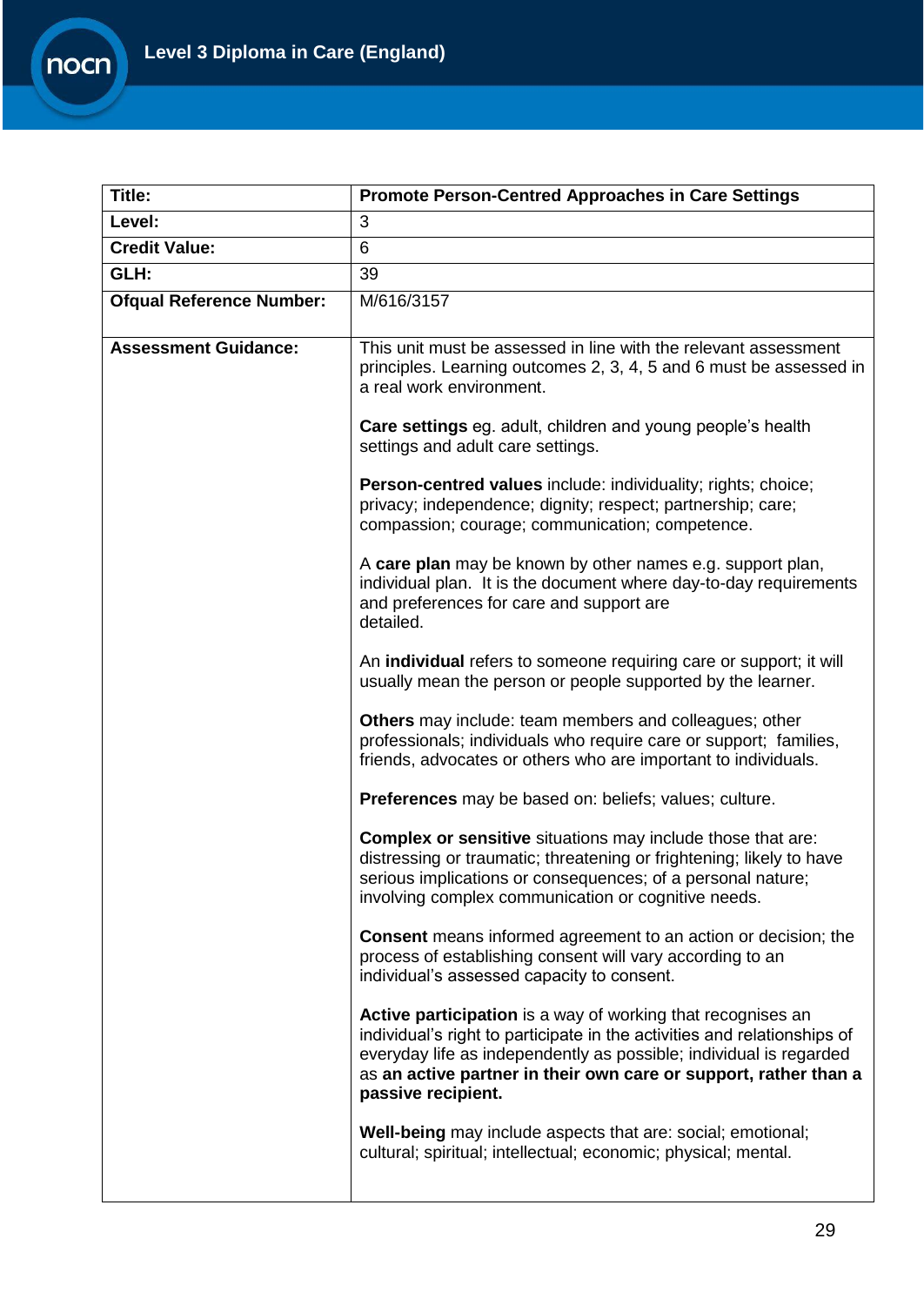| Title: | Promote Person-Centred Approaches in Care Settings |
|---|---|
| **Level:** | 3 |
| **Credit Value:** | 6 |
| **GLH:** | 39 |
| **Ofqual Reference Number:** | M/616/3157 |
| **Assessment Guidance:** | This unit must be assessed in line with the relevant assessment principles. Learning outcomes 2, 3, 4, 5 and 6 must be assessed in a real work environment.<br><br>**Care settings** eg. adult, children and young people's health settings and adult care settings.<br><br>**Person-centred values** include: individuality; rights; choice; privacy; independence; dignity; respect; partnership; care; compassion; courage; communication; competence.<br><br>A **care plan** may be known by other names e.g. support plan, individual plan. It is the document where day-to-day requirements and preferences for care and support are detailed.<br><br>An **individual** refers to someone requiring care or support; it will usually mean the person or people supported by the learner.<br><br>**Others** may include: team members and colleagues; other professionals; individuals who require care or support; families, friends, advocates or others who are important to individuals.<br><br>**Preferences** may be based on: beliefs; values; culture.<br><br>**Complex or sensitive** situations may include those that are: distressing or traumatic; threatening or frightening; likely to have serious implications or consequences; of a personal nature; involving complex communication or cognitive needs.<br><br>**Consent** means informed agreement to an action or decision; the process of establishing consent will vary according to an individual's assessed capacity to consent.<br><br>**Active participation** is a way of working that recognises an individual's right to participate in the activities and relationships of everyday life as independently as possible; individual is regarded as **an active partner in their own care or support, rather than a passive recipient.**<br><br>**Well-being** may include aspects that are: social; emotional; cultural; spiritual; intellectual; economic; physical; mental. |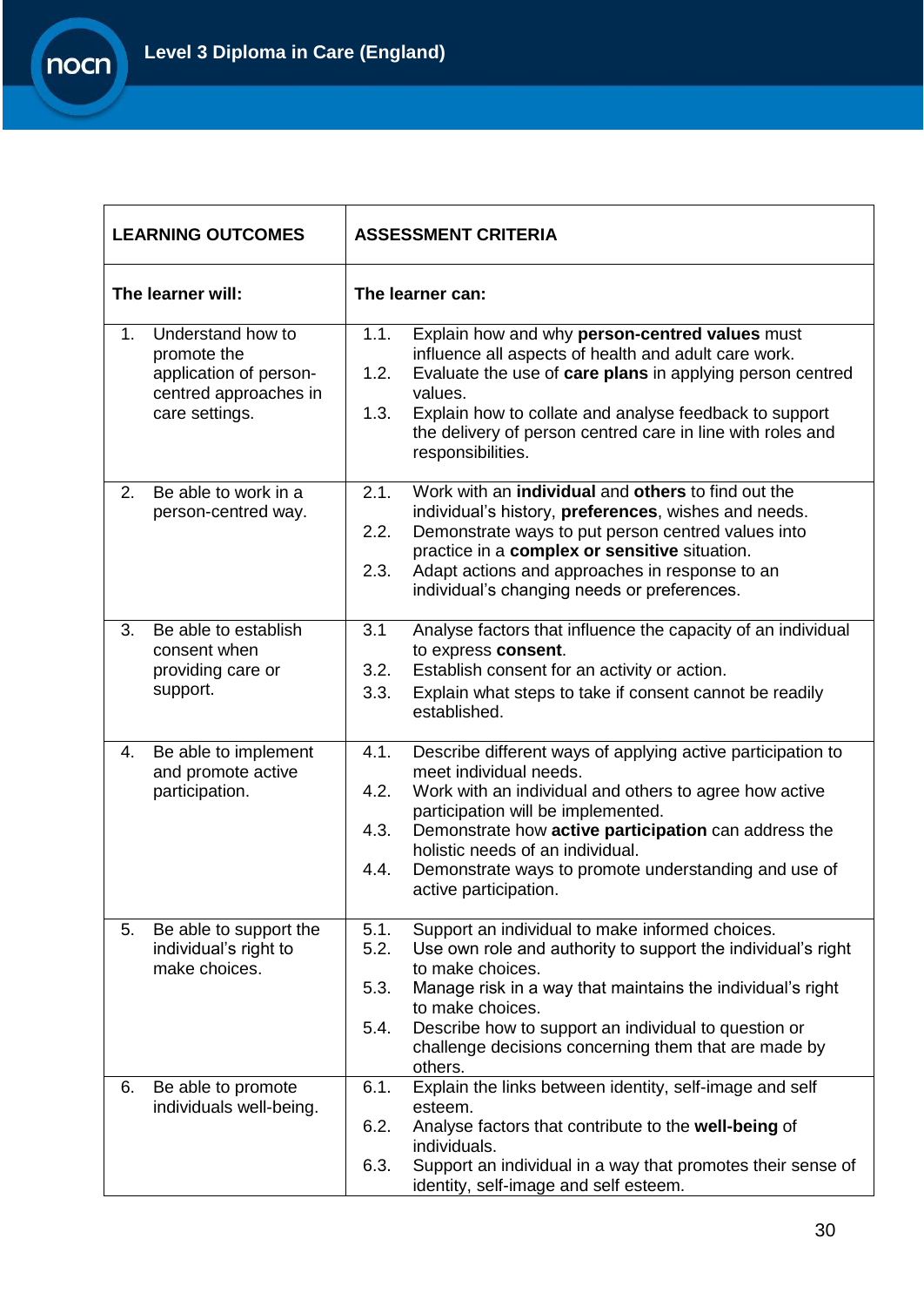| LEARNING OUTCOMES | ASSESSMENT CRITERIA |
|---|---|
| **The learner will:** | **The learner can:** |
| 1. Understand how to promote the application of person-centred approaches in care settings. | 1.1. Explain how and why **person-centred values** must influence all aspects of health and adult care work.<br>1.2. Evaluate the use of **care plans** in applying person centred values.<br>1.3. Explain how to collate and analyse feedback to support the delivery of person centred care in line with roles and responsibilities. |
| 2. Be able to work in a person-centred way. | 2.1. Work with an **individual** and **others** to find out the individual's history, **preferences**, wishes and needs.<br>2.2. Demonstrate ways to put person centred values into practice in a **complex or sensitive** situation.<br>2.3. Adapt actions and approaches in response to an individual's changing needs or preferences. |
| 3. Be able to establish consent when providing care or support. | 3.1 Analyse factors that influence the capacity of an individual to express **consent**.<br>3.2. Establish consent for an activity or action.<br>3.3. Explain what steps to take if consent cannot be readily established. |
| 4. Be able to implement and promote active participation. | 4.1. Describe different ways of applying active participation to meet individual needs.<br>4.2. Work with an individual and others to agree how active participation will be implemented.<br>4.3. Demonstrate how **active participation** can address the holistic needs of an individual.<br>4.4. Demonstrate ways to promote understanding and use of active participation. |
| 5. Be able to support the individual's right to make choices. | 5.1. Support an individual to make informed choices.<br>5.2. Use own role and authority to support the individual's right to make choices.<br>5.3. Manage risk in a way that maintains the individual's right to make choices.<br>5.4. Describe how to support an individual to question or challenge decisions concerning them that are made by others. |
| 6. Be able to promote individuals well-being. | 6.1. Explain the links between identity, self-image and self esteem.<br>6.2. Analyse factors that contribute to the **well-being** of individuals.<br>6.3. Support an individual in a way that promotes their sense of identity, self-image and self esteem. |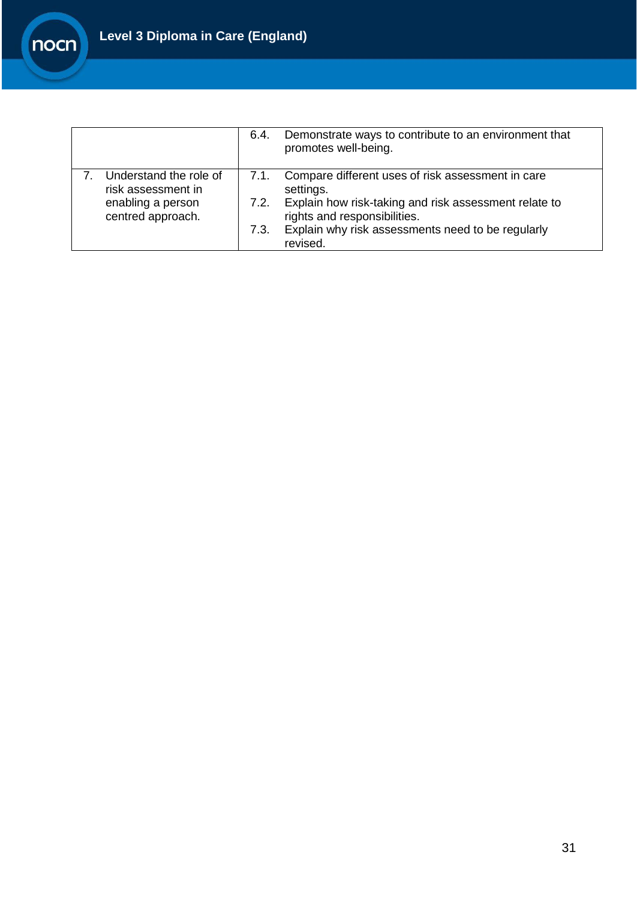| | |
|---|---|
| | 6.4. Demonstrate ways to contribute to an environment that promotes well-being. |
| 7. Understand the role of risk assessment in enabling a person centred approach. | 7.1. Compare different uses of risk assessment in care settings.<br>7.2. Explain how risk-taking and risk assessment relate to rights and responsibilities.<br>7.3. Explain why risk assessments need to be regularly revised. |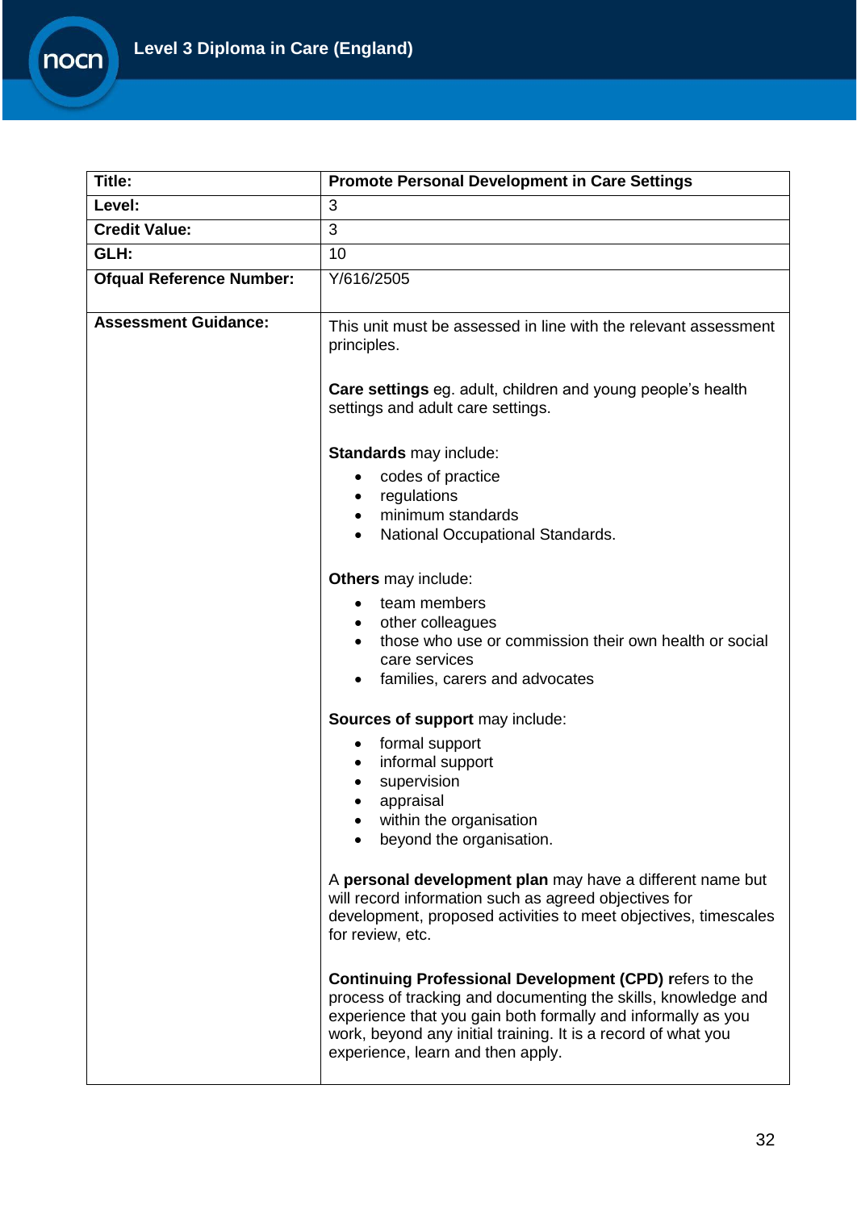| Title: | Promote Personal Development in Care Settings |
|---|---|
| Level: | 3 |
| Credit Value: | 3 |
| GLH: | 10 |
| Ofqual Reference Number: | Y/616/2505 |
| Assessment Guidance: | This unit must be assessed in line with the relevant assessment principles.<br><br>**Care settings** eg. adult, children and young people's health settings and adult care settings.<br><br>**Standards** may include:<br>• codes of practice<br>• regulations<br>• minimum standards<br>• National Occupational Standards.<br><br>**Others** may include:<br>• team members<br>• other colleagues<br>• those who use or commission their own health or social care services<br>• families, carers and advocates<br><br>**Sources of support** may include:<br>• formal support<br>• informal support<br>• supervision<br>• appraisal<br>• within the organisation<br>• beyond the organisation.<br><br>A **personal development plan** may have a different name but will record information such as agreed objectives for development, proposed activities to meet objectives, timescales for review, etc.<br><br>**Continuing Professional Development (CPD) r**efers to the process of tracking and documenting the skills, knowledge and experience that you gain both formally and informally as you work, beyond any initial training. It is a record of what you experience, learn and then apply. |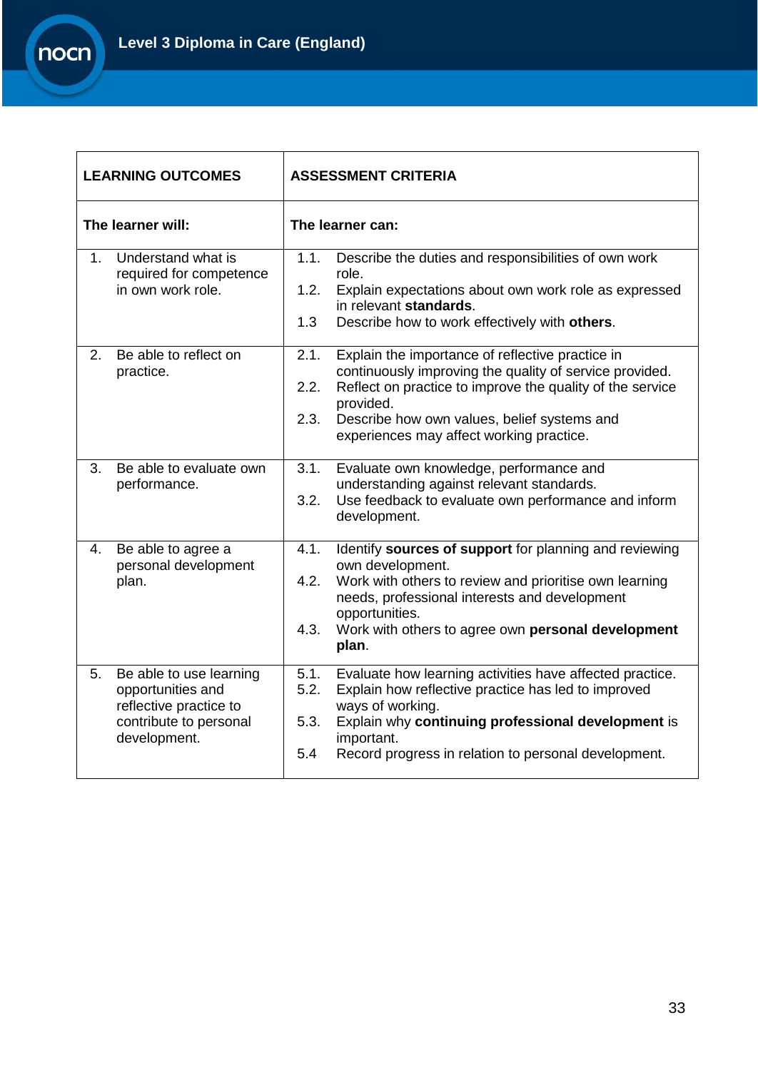| LEARNING OUTCOMES | ASSESSMENT CRITERIA |
|---|---|
| **The learner will:** | **The learner can:** |
| 1. Understand what is required for competence in own work role. | 1.1. Describe the duties and responsibilities of own work role.<br>1.2. Explain expectations about own work role as expressed in relevant **standards**.<br>1.3 Describe how to work effectively with **others**. |
| 2. Be able to reflect on practice. | 2.1. Explain the importance of reflective practice in continuously improving the quality of service provided.<br>2.2. Reflect on practice to improve the quality of the service provided.<br>2.3. Describe how own values, belief systems and experiences may affect working practice. |
| 3. Be able to evaluate own performance. | 3.1. Evaluate own knowledge, performance and understanding against relevant standards.<br>3.2. Use feedback to evaluate own performance and inform development. |
| 4. Be able to agree a personal development plan. | 4.1. Identify **sources of support** for planning and reviewing own development.<br>4.2. Work with others to review and prioritise own learning needs, professional interests and development opportunities.<br>4.3. Work with others to agree own **personal development plan**. |
| 5. Be able to use learning opportunities and reflective practice to contribute to personal development. | 5.1. Evaluate how learning activities have affected practice.<br>5.2. Explain how reflective practice has led to improved ways of working.<br>5.3. Explain why **continuing professional development** is important.<br>5.4 Record progress in relation to personal development. |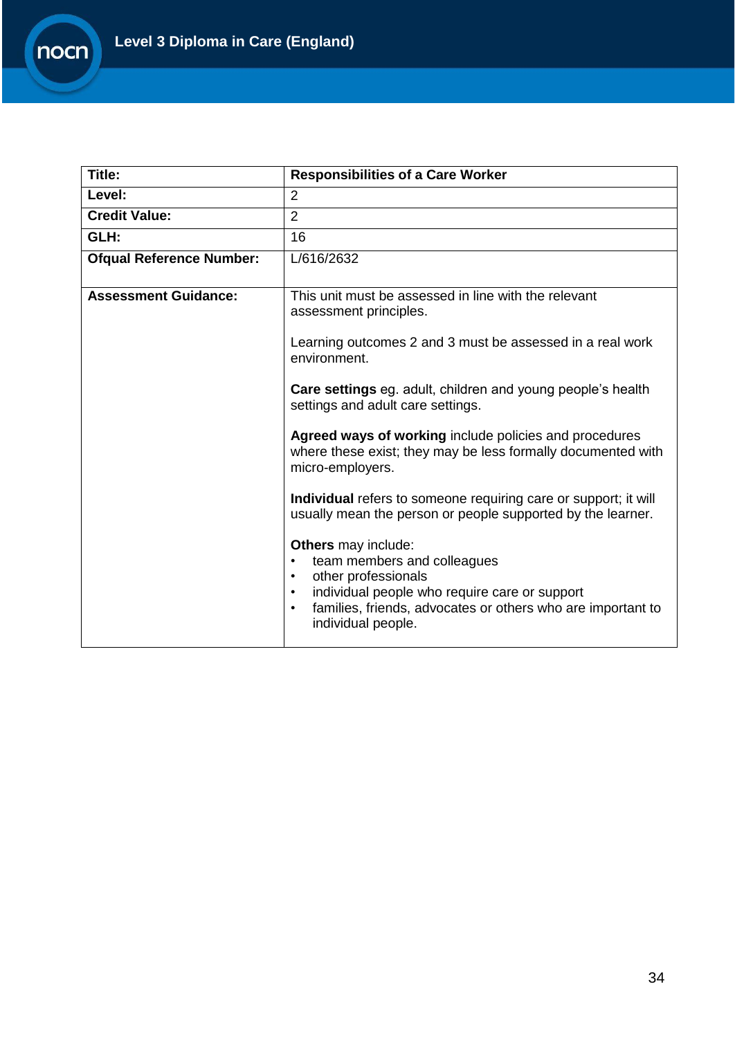| **Title:** | **Responsibilities of a Care Worker** |
|---|---|
| **Level:** | 2 |
| **Credit Value:** | 2 |
| **GLH:** | 16 |
| **Ofqual Reference Number:** | L/616/2632 |
| **Assessment Guidance:** | This unit must be assessed in line with the relevant assessment principles.<br><br>Learning outcomes 2 and 3 must be assessed in a real work environment.<br><br>**Care settings** eg. adult, children and young people's health settings and adult care settings.<br><br>**Agreed ways of working** include policies and procedures where these exist; they may be less formally documented with micro-employers.<br><br>**Individual** refers to someone requiring care or support; it will usually mean the person or people supported by the learner.<br><br>**Others** may include:<br>• team members and colleagues<br>• other professionals<br>• individual people who require care or support<br>• families, friends, advocates or others who are important to individual people. |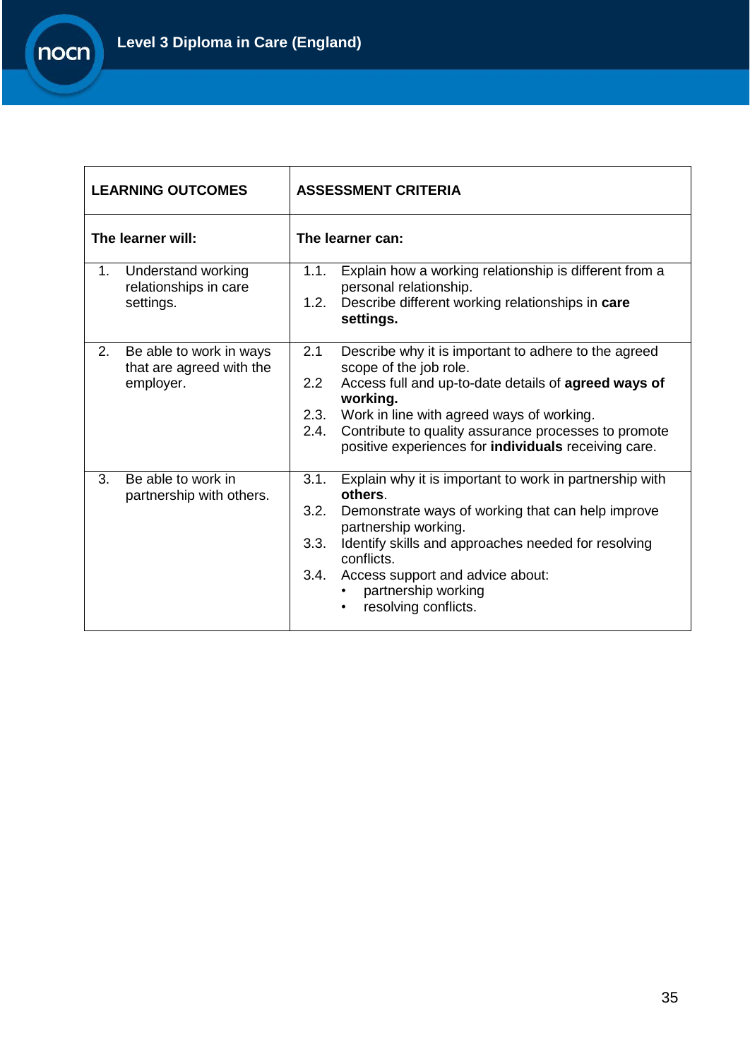| LEARNING OUTCOMES | ASSESSMENT CRITERIA |
|---|---|
| **The learner will:** | **The learner can:** |
| 1. Understand working relationships in care settings. | 1.1. Explain how a working relationship is different from a personal relationship.<br>1.2. Describe different working relationships in **care settings.** |
| 2. Be able to work in ways that are agreed with the employer. | 2.1 Describe why it is important to adhere to the agreed scope of the job role.<br>2.2 Access full and up-to-date details of **agreed ways of working.**<br>2.3. Work in line with agreed ways of working.<br>2.4. Contribute to quality assurance processes to promote positive experiences for **individuals** receiving care. |
| 3. Be able to work in partnership with others. | 3.1. Explain why it is important to work in partnership with **others**.<br>3.2. Demonstrate ways of working that can help improve partnership working.<br>3.3. Identify skills and approaches needed for resolving conflicts.<br>3.4. Access support and advice about:<br>• partnership working<br>• resolving conflicts. |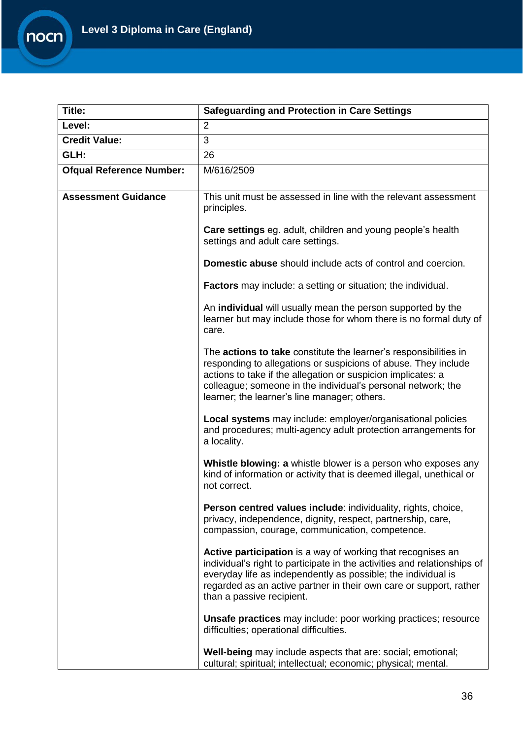| Title: | Safeguarding and Protection in Care Settings |
|---|---|
| Level: | 2 |
| Credit Value: | 3 |
| GLH: | 26 |
| Ofqual Reference Number: | M/616/2509 |
| Assessment Guidance | This unit must be assessed in line with the relevant assessment principles.<br><br>**Care settings** eg. adult, children and young people's health settings and adult care settings.<br><br>**Domestic abuse** should include acts of control and coercion.<br><br>**Factors** may include: a setting or situation; the individual.<br><br>An **individual** will usually mean the person supported by the learner but may include those for whom there is no formal duty of care.<br><br>The **actions to take** constitute the learner's responsibilities in responding to allegations or suspicions of abuse. They include actions to take if the allegation or suspicion implicates: a colleague; someone in the individual's personal network; the learner; the learner's line manager; others.<br><br>**Local systems** may include: employer/organisational policies and procedures; multi-agency adult protection arrangements for a locality.<br><br>**Whistle blowing: a** whistle blower is a person who exposes any kind of information or activity that is deemed illegal, unethical or not correct.<br><br>**Person centred values include**: individuality, rights, choice, privacy, independence, dignity, respect, partnership, care, compassion, courage, communication, competence.<br><br>**Active participation** is a way of working that recognises an individual's right to participate in the activities and relationships of everyday life as independently as possible; the individual is regarded as an active partner in their own care or support, rather than a passive recipient.<br><br>**Unsafe practices** may include: poor working practices; resource difficulties; operational difficulties.<br><br>**Well-being** may include aspects that are: social; emotional; cultural; spiritual; intellectual; economic; physical; mental. |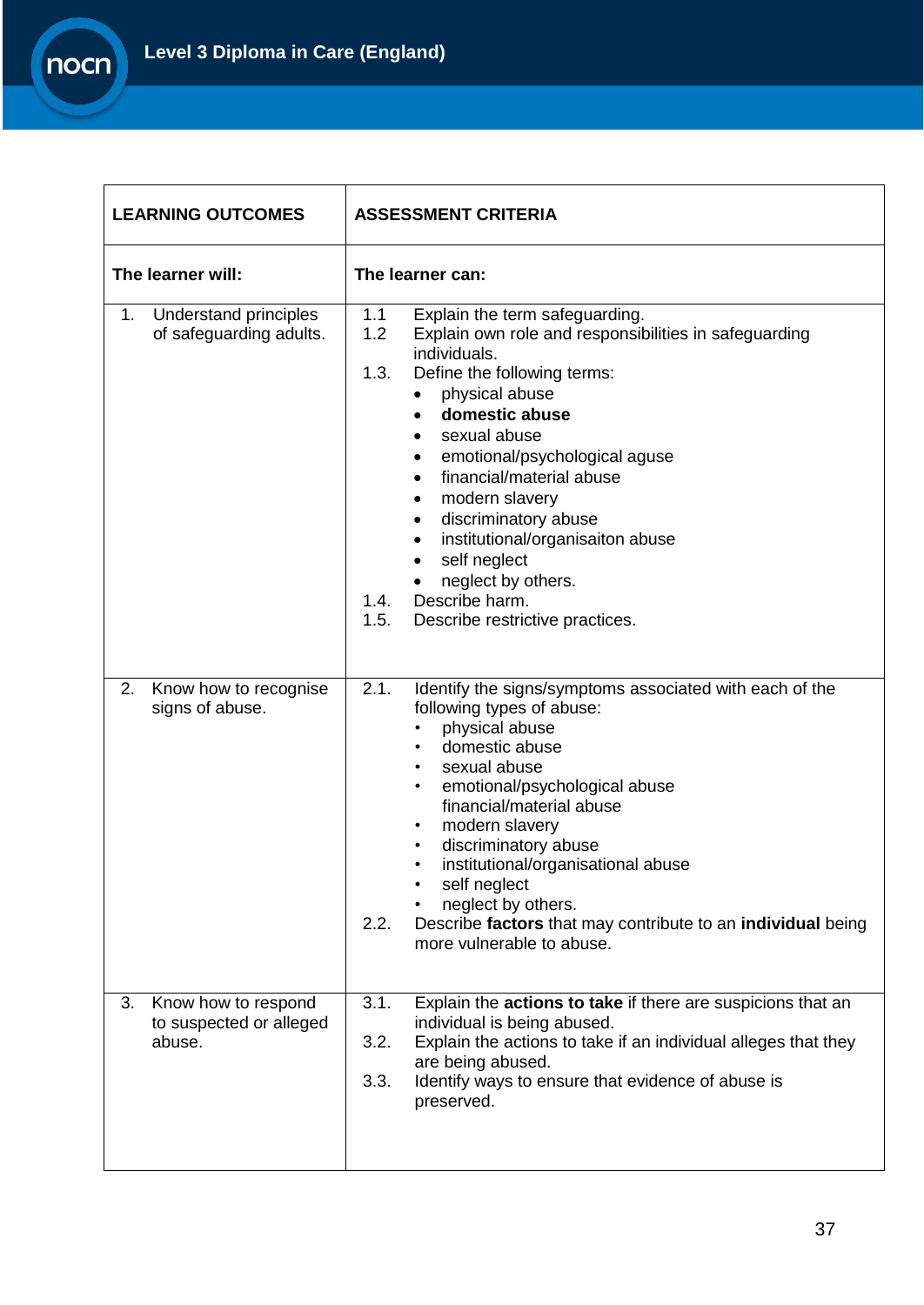| LEARNING OUTCOMES | ASSESSMENT CRITERIA |
|---|---|
| **The learner will:** | **The learner can:** |
| 1. Understand principles of safeguarding adults. | 1.1 Explain the term safeguarding.<br>1.2 Explain own role and responsibilities in safeguarding individuals.<br>1.3. Define the following terms:<br>• physical abuse<br>• **domestic abuse**<br>• sexual abuse<br>• emotional/psychological aguse<br>• financial/material abuse<br>• modern slavery<br>• discriminatory abuse<br>• institutional/organisaiton abuse<br>• self neglect<br>• neglect by others.<br>1.4. Describe harm.<br>1.5. Describe restrictive practices. |
| 2. Know how to recognise signs of abuse. | 2.1. Identify the signs/symptoms associated with each of the following types of abuse:<br>• physical abuse<br>• domestic abuse<br>• sexual abuse<br>• emotional/psychological abuse financial/material abuse<br>• modern slavery<br>• discriminatory abuse<br>• institutional/organisational abuse<br>• self neglect<br>• neglect by others.<br>2.2. Describe **factors** that may contribute to an **individual** being more vulnerable to abuse. |
| 3. Know how to respond to suspected or alleged abuse. | 3.1. Explain the **actions to take** if there are suspicions that an individual is being abused.<br>3.2. Explain the actions to take if an individual alleges that they are being abused.<br>3.3. Identify ways to ensure that evidence of abuse is preserved. |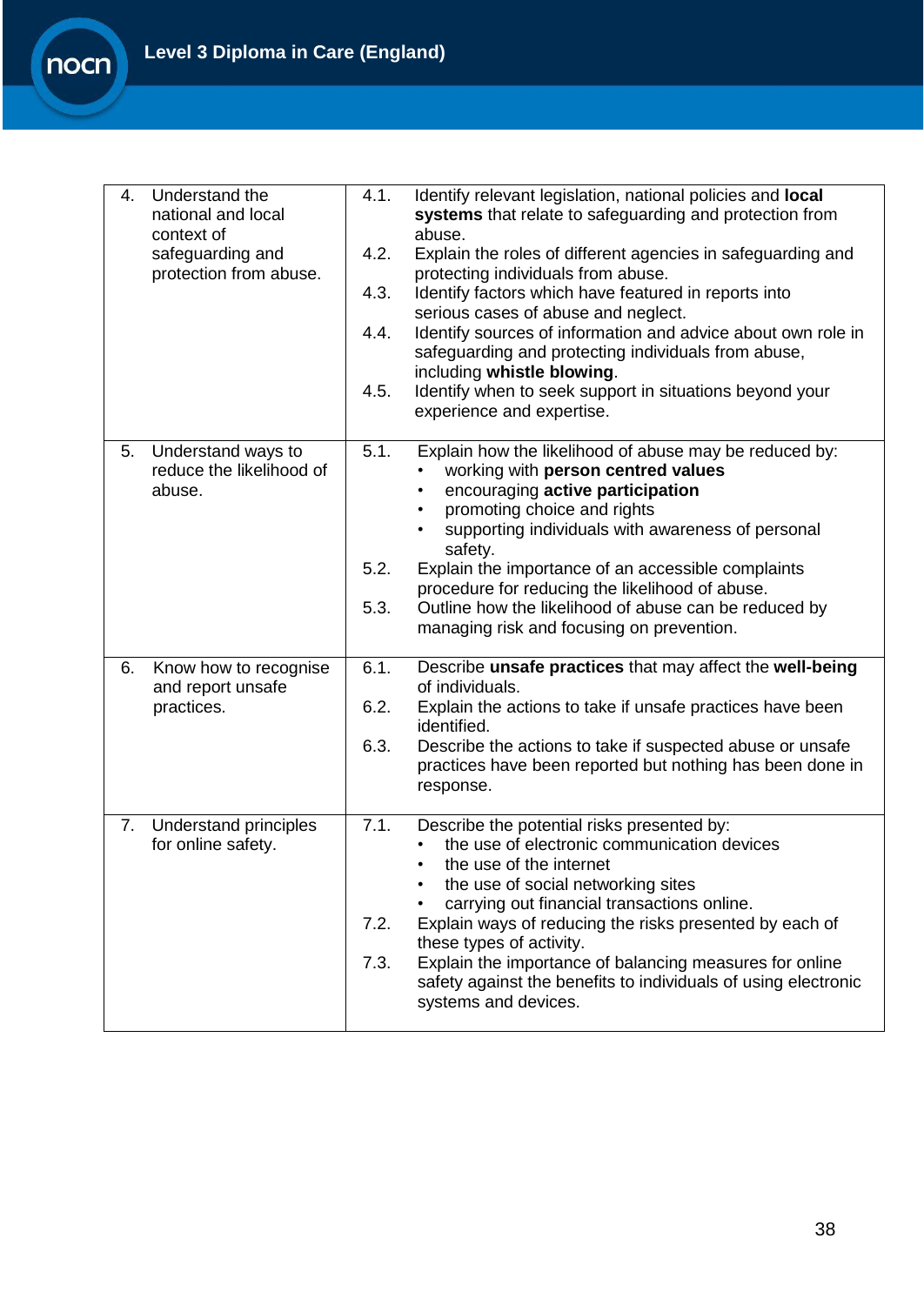| | |
|---|---|
| 4. Understand the national and local context of safeguarding and protection from abuse. | 4.1. Identify relevant legislation, national policies and **local systems** that relate to safeguarding and protection from abuse.<br>4.2. Explain the roles of different agencies in safeguarding and protecting individuals from abuse.<br>4.3. Identify factors which have featured in reports into serious cases of abuse and neglect.<br>4.4. Identify sources of information and advice about own role in safeguarding and protecting individuals from abuse, including **whistle blowing**.<br>4.5. Identify when to seek support in situations beyond your experience and expertise. |
| 5. Understand ways to reduce the likelihood of abuse. | 5.1. Explain how the likelihood of abuse may be reduced by:<br>• working with **person centred values**<br>• encouraging **active participation**<br>• promoting choice and rights<br>• supporting individuals with awareness of personal safety.<br>5.2. Explain the importance of an accessible complaints procedure for reducing the likelihood of abuse.<br>5.3. Outline how the likelihood of abuse can be reduced by managing risk and focusing on prevention. |
| 6. Know how to recognise and report unsafe practices. | 6.1. Describe **unsafe practices** that may affect the **well-being** of individuals.<br>6.2. Explain the actions to take if unsafe practices have been identified.<br>6.3. Describe the actions to take if suspected abuse or unsafe practices have been reported but nothing has been done in response. |
| 7. Understand principles for online safety. | 7.1. Describe the potential risks presented by:<br>• the use of electronic communication devices<br>• the use of the internet<br>• the use of social networking sites<br>• carrying out financial transactions online.<br>7.2. Explain ways of reducing the risks presented by each of these types of activity.<br>7.3. Explain the importance of balancing measures for online safety against the benefits to individuals of using electronic systems and devices. |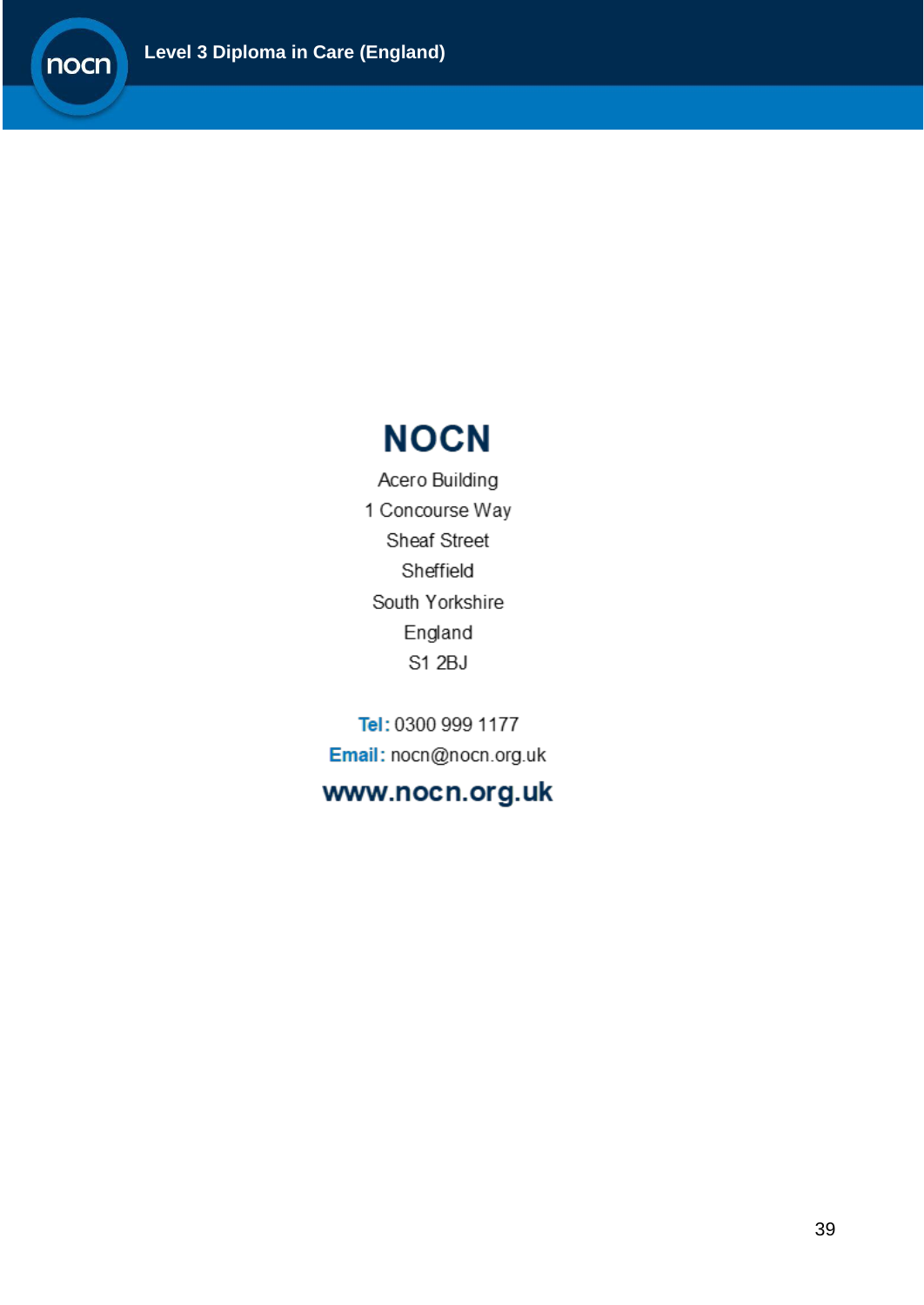# NOCN

Acero Building

1 Concourse Way

Sheaf Street

Sheffield

South Yorkshire

England

S1 2BJ

**Tel:** 0300 999 1177

**Email:** nocn@nocn.org.uk

**www.nocn.org.uk**